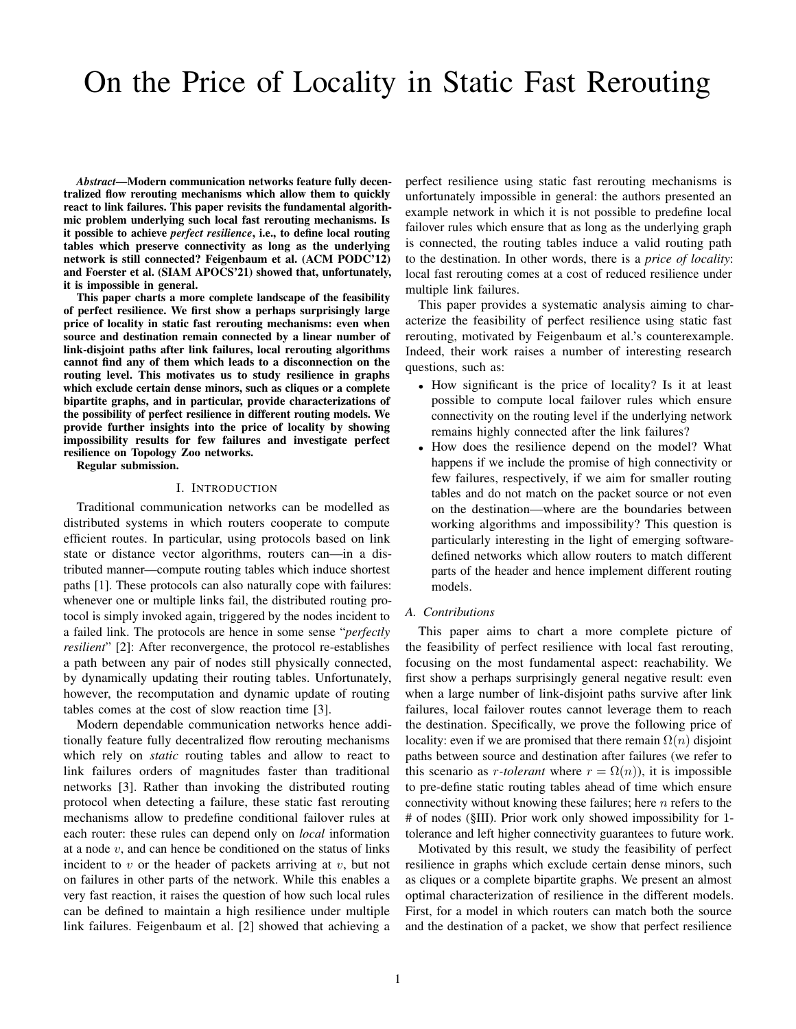# On the Price of Locality in Static Fast Rerouting

***Abstract*—Modern communication networks feature fully decentralized flow rerouting mechanisms which allow them to quickly react to link failures. This paper revisits the fundamental algorithmic problem underlying such local fast rerouting mechanisms. Is it possible to achieve *perfect resilience*, i.e., to define local routing tables which preserve connectivity as long as the underlying network is still connected? Feigenbaum et al. (ACM PODC'12) and Foerster et al. (SIAM APOCS'21) showed that, unfortunately, it is impossible in general.**

**This paper charts a more complete landscape of the feasibility of perfect resilience. We first show a perhaps surprisingly large price of locality in static fast rerouting mechanisms: even when source and destination remain connected by a linear number of link-disjoint paths after link failures, local rerouting algorithms cannot find any of them which leads to a disconnection on the routing level. This motivates us to study resilience in graphs which exclude certain dense minors, such as cliques or a complete bipartite graphs, and in particular, provide characterizations of the possibility of perfect resilience in different routing models. We provide further insights into the price of locality by showing impossibility results for few failures and investigate perfect resilience on Topology Zoo networks.**

**Regular submission.**

## I. Introduction

Traditional communication networks can be modelled as distributed systems in which routers cooperate to compute efficient routes. In particular, using protocols based on link state or distance vector algorithms, routers can—in a distributed manner—compute routing tables which induce shortest paths [1]. These protocols can also naturally cope with failures: whenever one or multiple links fail, the distributed routing protocol is simply invoked again, triggered by the nodes incident to a failed link. The protocols are hence in some sense "*perfectly resilient*" [2]: After reconvergence, the protocol re-establishes a path between any pair of nodes still physically connected, by dynamically updating their routing tables. Unfortunately, however, the recomputation and dynamic update of routing tables comes at the cost of slow reaction time [3].

Modern dependable communication networks hence additionally feature fully decentralized flow rerouting mechanisms which rely on *static* routing tables and allow to react to link failures orders of magnitudes faster than traditional networks [3]. Rather than invoking the distributed routing protocol when detecting a failure, these static fast rerouting mechanisms allow to predefine conditional failover rules at each router: these rules can depend only on *local* information at a node $v$, and can hence be conditioned on the status of links incident to $v$ or the header of packets arriving at $v$, but not on failures in other parts of the network. While this enables a very fast reaction, it raises the question of how such local rules can be defined to maintain a high resilience under multiple link failures. Feigenbaum et al. [2] showed that achieving a perfect resilience using static fast rerouting mechanisms is unfortunately impossible in general: the authors presented an example network in which it is not possible to predefine local failover rules which ensure that as long as the underlying graph is connected, the routing tables induce a valid routing path to the destination. In other words, there is a *price of locality*: local fast rerouting comes at a cost of reduced resilience under multiple link failures.

This paper provides a systematic analysis aiming to characterize the feasibility of perfect resilience using static fast rerouting, motivated by Feigenbaum et al.'s counterexample. Indeed, their work raises a number of interesting research questions, such as:

- How significant is the price of locality? Is it at least possible to compute local failover rules which ensure connectivity on the routing level if the underlying network remains highly connected after the link failures?
- How does the resilience depend on the model? What happens if we include the promise of high connectivity or few failures, respectively, if we aim for smaller routing tables and do not match on the packet source or not even on the destination—where are the boundaries between working algorithms and impossibility? This question is particularly interesting in the light of emerging software-defined networks which allow routers to match different parts of the header and hence implement different routing models.

### A. Contributions

This paper aims to chart a more complete picture of the feasibility of perfect resilience with local fast rerouting, focusing on the most fundamental aspect: reachability. We first show a perhaps surprisingly general negative result: even when a large number of link-disjoint paths survive after link failures, local failover routes cannot leverage them to reach the destination. Specifically, we prove the following price of locality: even if we are promised that there remain $\Omega(n)$ disjoint paths between source and destination after failures (we refer to this scenario as $r$-*tolerant* where $r = \Omega(n)$), it is impossible to pre-define static routing tables ahead of time which ensure connectivity without knowing these failures; here $n$ refers to the # of nodes (§III). Prior work only showed impossibility for 1-tolerance and left higher connectivity guarantees to future work.

Motivated by this result, we study the feasibility of perfect resilience in graphs which exclude certain dense minors, such as cliques or a complete bipartite graphs. We present an almost optimal characterization of resilience in the different models. First, for a model in which routers can match both the source and the destination of a packet, we show that perfect resilience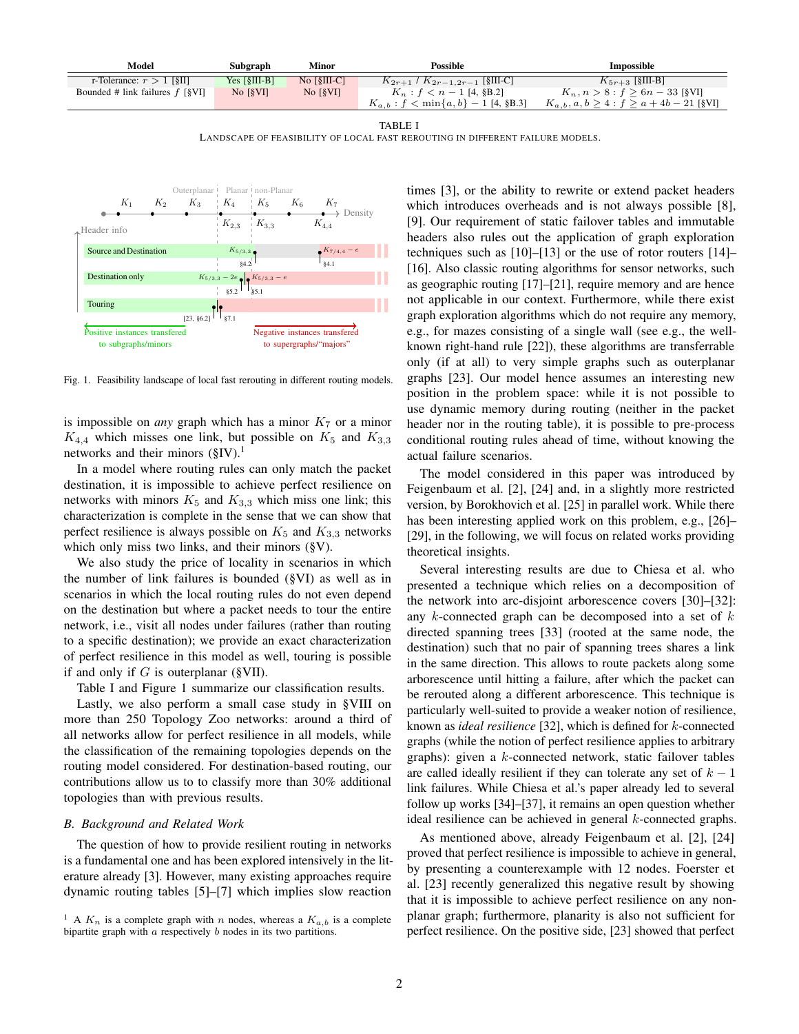| Model | Subgraph | Minor | Possible | Impossible |
|---|---|---|---|---|
| r-Tolerance: $r > 1$ [§II] | Yes [§III-B] | No [§III-C] | $K_{2r+1}$ / $K_{2r-1,2r-1}$ [§III-C] | $K_{5r+3}$ [§III-B] |
| Bounded # link failures $f$ [§VI] | No [§VI] | No [§VI] | $K_n : f < n-1$ [4, §B.2] | $K_n, n > 8 : f \geq 6n-33$ [§VI] |
| | | | $K_{a,b} : f < \min\{a,b\} - 1$ [4, §B.3] | $K_{a,b}, a, b \geq 4 : f \geq a + 4b - 21$ [§VI] |

TABLE I
LANDSCAPE OF FEASIBILITY OF LOCAL FAST REROUTING IN DIFFERENT FAILURE MODELS.

Fig. 1. Feasibility landscape of local fast rerouting in different routing models.

is impossible on *any* graph which has a minor $K_7$ or a minor $K_{4,4}$ which misses one link, but possible on $K_5$ and $K_{3,3}$ networks and their minors (§IV).[1]

In a model where routing rules can only match the packet destination, it is impossible to achieve perfect resilience on networks with minors $K_5$ and $K_{3,3}$ which miss one link; this characterization is complete in the sense that we can show that perfect resilience is always possible on $K_5$ and $K_{3,3}$ networks which only miss two links, and their minors (§V).

We also study the price of locality in scenarios in which the number of link failures is bounded (§VI) as well as in scenarios in which the local routing rules do not even depend on the destination but where a packet needs to tour the entire network, i.e., visit all nodes under failures (rather than routing to a specific destination); we provide an exact characterization of perfect resilience in this model as well, touring is possible if and only if $G$ is outerplanar (§VII).

Table I and Figure 1 summarize our classification results.

Lastly, we also perform a small case study in §VIII on more than 250 Topology Zoo networks: around a third of all networks allow for perfect resilience in all models, while the classification of the remaining topologies depends on the routing model considered. For destination-based routing, our contributions allow us to to classify more than 30% additional topologies than with previous results.

### B. Background and Related Work

The question of how to provide resilient routing in networks is a fundamental one and has been explored intensively in the literature already [3]. However, many existing approaches require dynamic routing tables [5]–[7] which implies slow reaction times [3], or the ability to rewrite or extend packet headers which introduces overheads and is not always possible [8], [9]. Our requirement of static failover tables and immutable headers also rules out the application of graph exploration techniques such as [10]–[13] or the use of rotor routers [14]–[16]. Also classic routing algorithms for sensor networks, such as geographic routing [17]–[21], require memory and are hence not applicable in our context. Furthermore, while there exist graph exploration algorithms which do not require any memory, e.g., for mazes consisting of a single wall (see e.g., the well-known right-hand rule [22]), these algorithms are transferrable only (if at all) to very simple graphs such as outerplanar graphs [23]. Our model hence assumes an interesting new position in the problem space: while it is not possible to use dynamic memory during routing (neither in the packet header nor in the routing table), it is possible to pre-process conditional routing rules ahead of time, without knowing the actual failure scenarios.

The model considered in this paper was introduced by Feigenbaum et al. [2], [24] and, in a slightly more restricted version, by Borokhovich et al. [25] in parallel work. While there has been interesting applied work on this problem, e.g., [26]–[29], in the following, we will focus on related works providing theoretical insights.

Several interesting results are due to Chiesa et al. who presented a technique which relies on a decomposition of the network into arc-disjoint arborescence covers [30]–[32]: any $k$-connected graph can be decomposed into a set of $k$ directed spanning trees [33] (rooted at the same node, the destination) such that no pair of spanning trees shares a link in the same direction. This allows to route packets along some arborescence until hitting a failure, after which the packet can be rerouted along a different arborescence. This technique is particularly well-suited to provide a weaker notion of resilience, known as *ideal resilience* [32], which is defined for $k$-connected graphs (while the notion of perfect resilience applies to arbitrary graphs): given a $k$-connected network, static failover tables are called ideally resilient if they can tolerate any set of $k-1$ link failures. While Chiesa et al.'s paper already led to several follow up works [34]–[37], it remains an open question whether ideal resilience can be achieved in general $k$-connected graphs.

As mentioned above, already Feigenbaum et al. [2], [24] proved that perfect resilience is impossible to achieve in general, by presenting a counterexample with 12 nodes. Foerster et al. [23] recently generalized this negative result by showing that it is impossible to achieve perfect resilience on any non-planar graph; furthermore, planarity is also not sufficient for perfect resilience. On the positive side, [23] showed that perfect

[1] A $K_n$ is a complete graph with $n$ nodes, whereas a $K_{a,b}$ is a complete bipartite graph with $a$ respectively $b$ nodes in its two partitions.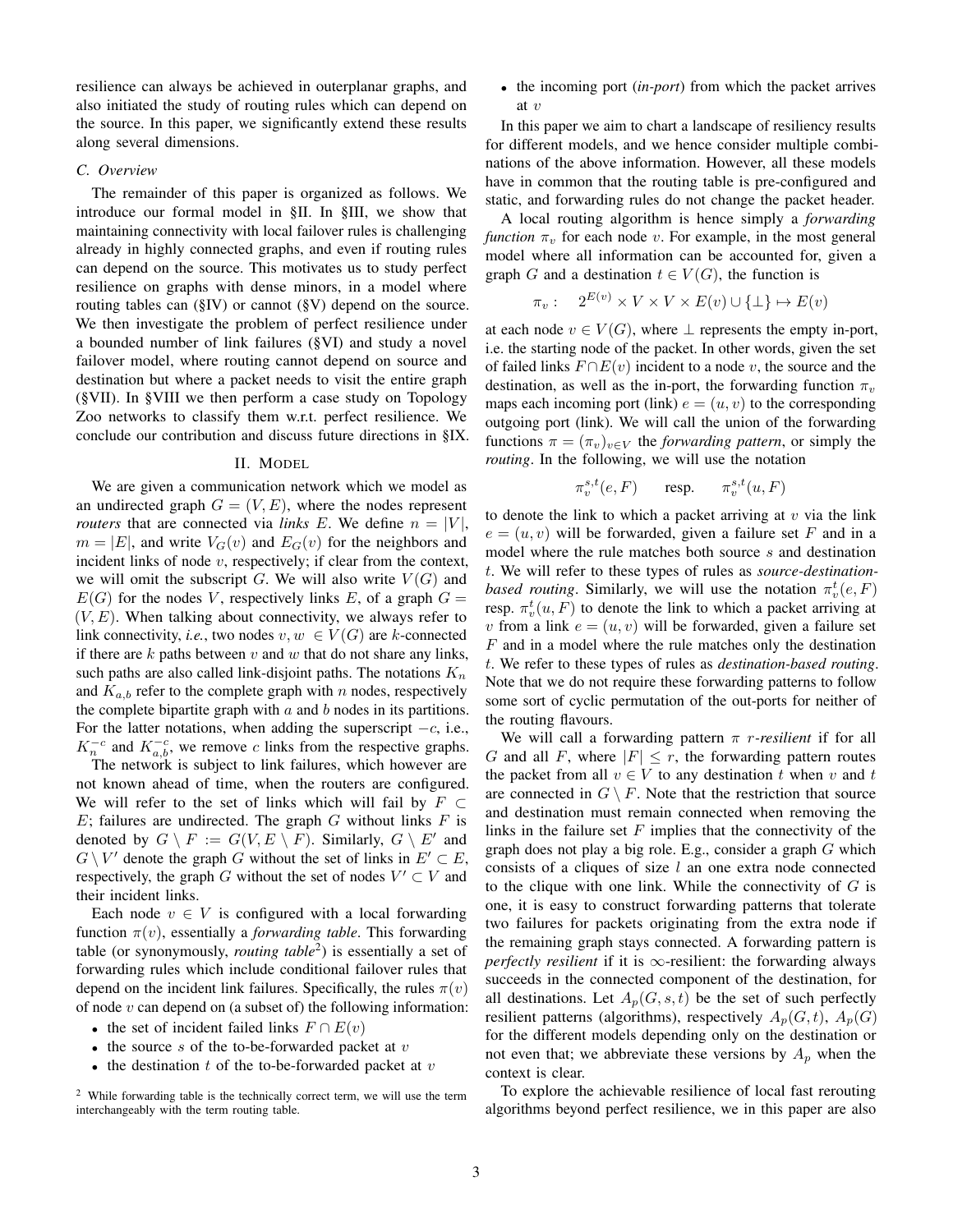resilience can always be achieved in outerplanar graphs, and also initiated the study of routing rules which can depend on the source. In this paper, we significantly extend these results along several dimensions.

### C. Overview

The remainder of this paper is organized as follows. We introduce our formal model in §II. In §III, we show that maintaining connectivity with local failover rules is challenging already in highly connected graphs, and even if routing rules can depend on the source. This motivates us to study perfect resilience on graphs with dense minors, in a model where routing tables can (§IV) or cannot (§V) depend on the source. We then investigate the problem of perfect resilience under a bounded number of link failures (§VI) and study a novel failover model, where routing cannot depend on source and destination but where a packet needs to visit the entire graph (§VII). In §VIII we then perform a case study on Topology Zoo networks to classify them w.r.t. perfect resilience. We conclude our contribution and discuss future directions in §IX.

## II. Model

We are given a communication network which we model as an undirected graph $G = (V, E)$, where the nodes represent *routers* that are connected via *links* $E$. We define $n = |V|$, $m = |E|$, and write $V_G(v)$ and $E_G(v)$ for the neighbors and incident links of node $v$, respectively; if clear from the context, we will omit the subscript $G$. We will also write $V(G)$ and $E(G)$ for the nodes $V$, respectively links $E$, of a graph $G = (V, E)$. When talking about connectivity, we always refer to link connectivity, *i.e.*, two nodes $v, w \in V(G)$ are $k$-connected if there are $k$ paths between $v$ and $w$ that do not share any links, such paths are also called link-disjoint paths. The notations $K_n$ and $K_{a,b}$ refer to the complete graph with $n$ nodes, respectively the complete bipartite graph with $a$ and $b$ nodes in its partitions. For the latter notations, when adding the superscript $-c$, i.e., $K_n^{-c}$ and $K_{a,b}^{-c}$, we remove $c$ links from the respective graphs.

The network is subject to link failures, which however are not known ahead of time, when the routers are configured. We will refer to the set of links which will fail by $F \subset E$; failures are undirected. The graph $G$ without links $F$ is denoted by $G \setminus F := G(V, E \setminus F)$. Similarly, $G \setminus E'$ and $G \setminus V'$ denote the graph $G$ without the set of links in $E' \subset E$, respectively, the graph $G$ without the set of nodes $V' \subset V$ and their incident links.

Each node $v \in V$ is configured with a local forwarding function $\pi(v)$, essentially a *forwarding table*. This forwarding table (or synonymously, *routing table*[2]) is essentially a set of forwarding rules which include conditional failover rules that depend on the incident link failures. Specifically, the rules $\pi(v)$ of node $v$ can depend on (a subset of) the following information:

- the set of incident failed links $F \cap E(v)$
- the source $s$ of the to-be-forwarded packet at $v$
- the destination $t$ of the to-be-forwarded packet at $v$
- the incoming port (*in-port*) from which the packet arrives at $v$

In this paper we aim to chart a landscape of resiliency results for different models, and we hence consider multiple combinations of the above information. However, all these models have in common that the routing table is pre-configured and static, and forwarding rules do not change the packet header.

A local routing algorithm is hence simply a *forwarding function* $\pi_v$ for each node $v$. For example, in the most general model where all information can be accounted for, given a graph $G$ and a destination $t \in V(G)$, the function is

$$\pi_v : \quad 2^{E(v)} \times V \times V \times E(v) \cup \{\perp\} \mapsto E(v)$$

at each node $v \in V(G)$, where $\perp$ represents the empty in-port, i.e. the starting node of the packet. In other words, given the set of failed links $F \cap E(v)$ incident to a node $v$, the source and the destination, as well as the in-port, the forwarding function $\pi_v$ maps each incoming port (link) $e = (u, v)$ to the corresponding outgoing port (link). We will call the union of the forwarding functions $\pi = (\pi_v)_{v \in V}$ the *forwarding pattern*, or simply the *routing*. In the following, we will use the notation

$$\pi_v^{s,t}(e, F) \qquad \text{resp.} \qquad \pi_v^{s,t}(u, F)$$

to denote the link to which a packet arriving at $v$ via the link $e = (u, v)$ will be forwarded, given a failure set $F$ and in a model where the rule matches both source $s$ and destination $t$. We will refer to these types of rules as *source-destination-based routing*. Similarly, we will use the notation $\pi_v^t(e, F)$ resp. $\pi_v^t(u, F)$ to denote the link to which a packet arriving at $v$ from a link $e = (u, v)$ will be forwarded, given a failure set $F$ and in a model where the rule matches only the destination $t$. We refer to these types of rules as *destination-based routing*. Note that we do not require these forwarding patterns to follow some sort of cyclic permutation of the out-ports for neither of the routing flavours.

We will call a forwarding pattern $\pi$ *$r$-resilient* if for all $G$ and all $F$, where $|F| \leq r$, the forwarding pattern routes the packet from all $v \in V$ to any destination $t$ when $v$ and $t$ are connected in $G \setminus F$. Note that the restriction that source and destination must remain connected when removing the links in the failure set $F$ implies that the connectivity of the graph does not play a big role. E.g., consider a graph $G$ which consists of a cliques of size $l$ an one extra node connected to the clique with one link. While the connectivity of $G$ is one, it is easy to construct forwarding patterns that tolerate two failures for packets originating from the extra node if the remaining graph stays connected. A forwarding pattern is *perfectly resilient* if it is $\infty$-resilient: the forwarding always succeeds in the connected component of the destination, for all destinations. Let $A_p(G, s, t)$ be the set of such perfectly resilient patterns (algorithms), respectively $A_p(G, t)$, $A_p(G)$ for the different models depending only on the destination or not even that; we abbreviate these versions by $A_p$ when the context is clear.

To explore the achievable resilience of local fast rerouting algorithms beyond perfect resilience, we in this paper are also

[2] While forwarding table is the technically correct term, we will use the term interchangeably with the term routing table.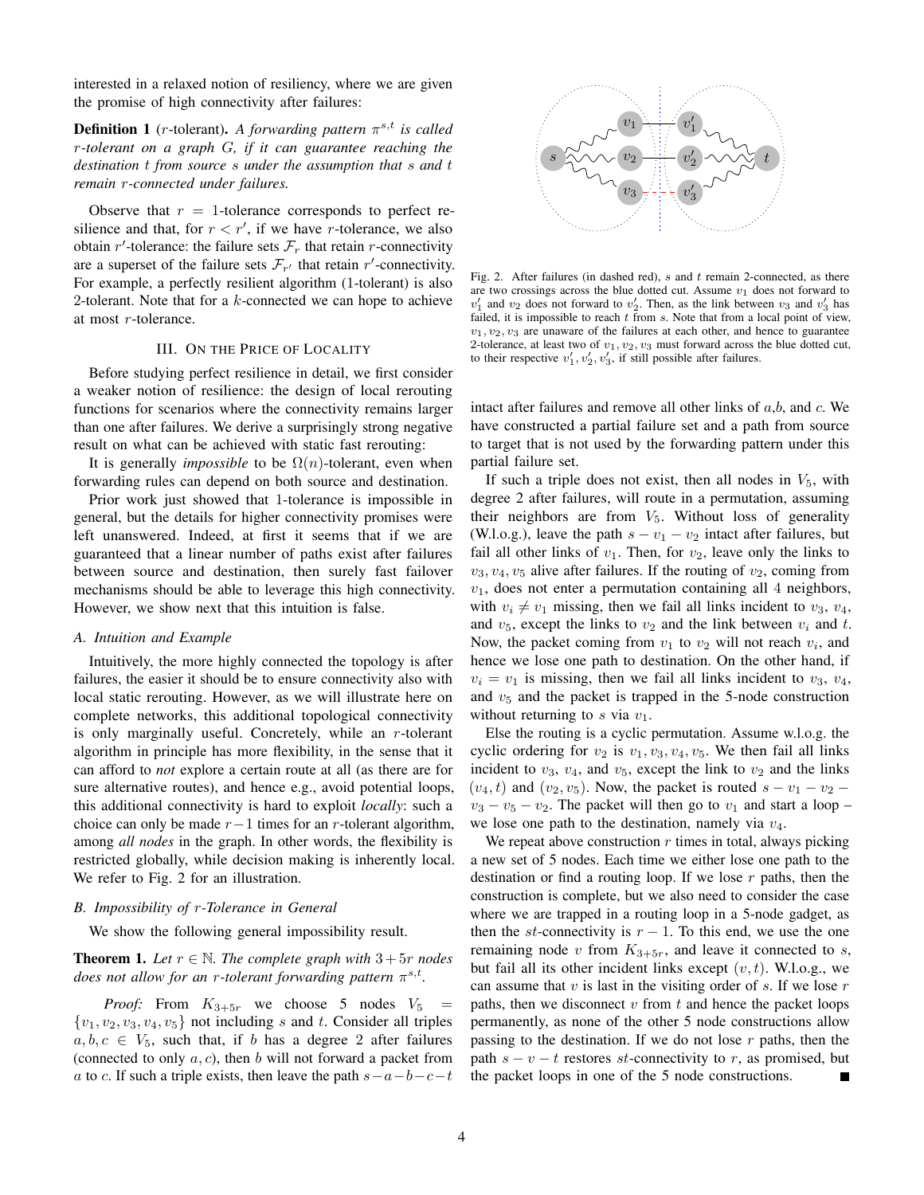interested in a relaxed notion of resiliency, where we are given the promise of high connectivity after failures:

**Definition 1** ($r$-tolerant). *A forwarding pattern $\pi^{s,t}$ is called $r$-tolerant on a graph $G$, if it can guarantee reaching the destination $t$ from source $s$ under the assumption that $s$ and $t$ remain $r$-connected under failures.*

Observe that $r = 1$-tolerance corresponds to perfect resilience and that, for $r < r'$, if we have $r$-tolerance, we also obtain $r'$-tolerance: the failure sets $\mathcal{F}_r$ that retain $r$-connectivity are a superset of the failure sets $\mathcal{F}_{r'}$ that retain $r'$-connectivity. For example, a perfectly resilient algorithm (1-tolerant) is also 2-tolerant. Note that for a $k$-connected we can hope to achieve at most $r$-tolerance.

## III. On the Price of Locality

Before studying perfect resilience in detail, we first consider a weaker notion of resilience: the design of local rerouting functions for scenarios where the connectivity remains larger than one after failures. We derive a surprisingly strong negative result on what can be achieved with static fast rerouting:

It is generally *impossible* to be $\Omega(n)$-tolerant, even when forwarding rules can depend on both source and destination.

Prior work just showed that 1-tolerance is impossible in general, but the details for higher connectivity promises were left unanswered. Indeed, at first it seems that if we are guaranteed that a linear number of paths exist after failures between source and destination, then surely fast failover mechanisms should be able to leverage this high connectivity. However, we show next that this intuition is false.

### A. Intuition and Example

Intuitively, the more highly connected the topology is after failures, the easier it should be to ensure connectivity also with local static rerouting. However, as we will illustrate here on complete networks, this additional topological connectivity is only marginally useful. Concretely, while an $r$-tolerant algorithm in principle has more flexibility, in the sense that it can afford to *not* explore a certain route at all (as there are for sure alternative routes), and hence e.g., avoid potential loops, this additional connectivity is hard to exploit *locally*: such a choice can only be made $r-1$ times for an $r$-tolerant algorithm, among *all nodes* in the graph. In other words, the flexibility is restricted globally, while decision making is inherently local. We refer to Fig. 2 for an illustration.

Fig. 2. After failures (in dashed red), $s$ and $t$ remain 2-connected, as there are two crossings across the blue dotted cut. Assume $v_1$ does not forward to $v_1'$ and $v_2$ does not forward to $v_2'$. Then, as the link between $v_3$ and $v_3'$ has failed, it is impossible to reach $t$ from $s$. Note that from a local point of view, $v_1, v_2, v_3$ are unaware of the failures at each other, and hence to guarantee 2-tolerance, at least two of $v_1, v_2, v_3$ must forward across the blue dotted cut, to their respective $v_1', v_2', v_3'$, if still possible after failures.

### B. Impossibility of $r$-Tolerance in General

We show the following general impossibility result.

**Theorem 1.** *Let $r \in \mathbb{N}$. The complete graph with $3+5r$ nodes does not allow for an $r$-tolerant forwarding pattern $\pi^{s,t}$.*

*Proof:* From $K_{3+5r}$ we choose 5 nodes $V_5 = \{v_1, v_2, v_3, v_4, v_5\}$ not including $s$ and $t$. Consider all triples $a, b, c \in V_5$, such that, if $b$ has a degree 2 after failures (connected to only $a, c$), then $b$ will not forward a packet from $a$ to $c$. If such a triple exists, then leave the path $s-a-b-c-t$ intact after failures and remove all other links of $a$,$b$, and $c$. We have constructed a partial failure set and a path from source to target that is not used by the forwarding pattern under this partial failure set.

If such a triple does not exist, then all nodes in $V_5$, with degree 2 after failures, will route in a permutation, assuming their neighbors are from $V_5$. Without loss of generality (W.l.o.g.), leave the path $s - v_1 - v_2$ intact after failures, but fail all other links of $v_1$. Then, for $v_2$, leave only the links to $v_3, v_4, v_5$ alive after failures. If the routing of $v_2$, coming from $v_1$, does not enter a permutation containing all 4 neighbors, with $v_i \neq v_1$ missing, then we fail all links incident to $v_3$, $v_4$, and $v_5$, except the links to $v_2$ and the link between $v_i$ and $t$. Now, the packet coming from $v_1$ to $v_2$ will not reach $v_i$, and hence we lose one path to destination. On the other hand, if $v_i = v_1$ is missing, then we fail all links incident to $v_3$, $v_4$, and $v_5$ and the packet is trapped in the 5-node construction without returning to $s$ via $v_1$.

Else the routing is a cyclic permutation. Assume w.l.o.g. the cyclic ordering for $v_2$ is $v_1, v_3, v_4, v_5$. We then fail all links incident to $v_3$, $v_4$, and $v_5$, except the link to $v_2$ and the links $(v_4, t)$ and $(v_2, v_5)$. Now, the packet is routed $s - v_1 - v_2 - v_3 - v_5 - v_2$. The packet will then go to $v_1$ and start a loop – we lose one path to the destination, namely via $v_4$.

We repeat above construction $r$ times in total, always picking a new set of 5 nodes. Each time we either lose one path to the destination or find a routing loop. If we lose $r$ paths, then the construction is complete, but we also need to consider the case where we are trapped in a routing loop in a 5-node gadget, as then the $st$-connectivity is $r-1$. To this end, we use the one remaining node $v$ from $K_{3+5r}$, and leave it connected to $s$, but fail all its other incident links except $(v,t)$. W.l.o.g., we can assume that $v$ is last in the visiting order of $s$. If we lose $r$ paths, then we disconnect $v$ from $t$ and hence the packet loops permanently, as none of the other 5 node constructions allow passing to the destination. If we do not lose $r$ paths, then the path $s - v - t$ restores $st$-connectivity to $r$, as promised, but the packet loops in one of the 5 node constructions. ∎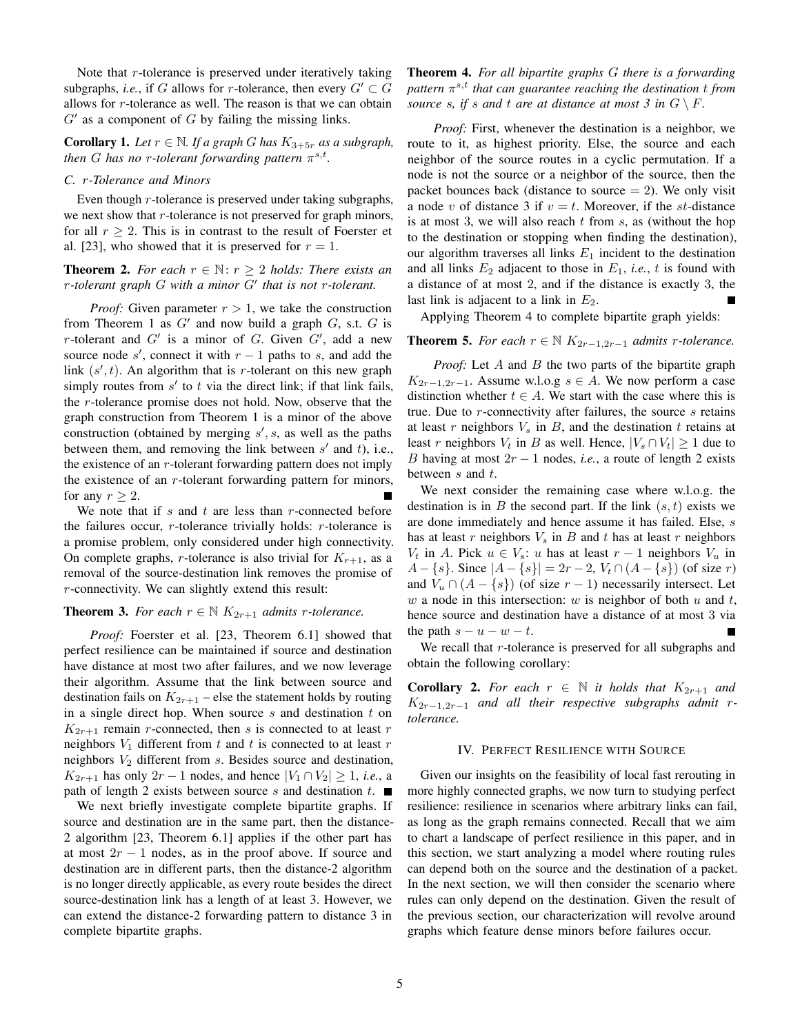Note that $r$-tolerance is preserved under iteratively taking subgraphs, *i.e.*, if $G$ allows for $r$-tolerance, then every $G' \subset G$ allows for $r$-tolerance as well. The reason is that we can obtain $G'$ as a component of $G$ by failing the missing links.

**Corollary 1.** *Let $r \in \mathbb{N}$. If a graph $G$ has $K_{3+5r}$ as a subgraph, then $G$ has no $r$-tolerant forwarding pattern $\pi^{s,t}$.*

### C. $r$-Tolerance and Minors

Even though $r$-tolerance is preserved under taking subgraphs, we next show that $r$-tolerance is not preserved for graph minors, for all $r \geq 2$. This is in contrast to the result of Foerster et al. [23], who showed that it is preserved for $r = 1$.

**Theorem 2.** *For each $r \in \mathbb{N}$: $r \geq 2$ holds: There exists an $r$-tolerant graph $G$ with a minor $G'$ that is not $r$-tolerant.*

*Proof:* Given parameter $r > 1$, we take the construction from Theorem 1 as $G'$ and now build a graph $G$, s.t. $G$ is $r$-tolerant and $G'$ is a minor of $G$. Given $G'$, add a new source node $s'$, connect it with $r - 1$ paths to $s$, and add the link $(s', t)$. An algorithm that is $r$-tolerant on this new graph simply routes from $s'$ to $t$ via the direct link; if that link fails, the $r$-tolerance promise does not hold. Now, observe that the graph construction from Theorem 1 is a minor of the above construction (obtained by merging $s', s$, as well as the paths between them, and removing the link between $s'$ and $t$), i.e., the existence of an $r$-tolerant forwarding pattern does not imply the existence of an $r$-tolerant forwarding pattern for minors, for any $r \geq 2$. ■

We note that if $s$ and $t$ are less than $r$-connected before the failures occur, $r$-tolerance trivially holds: $r$-tolerance is a promise problem, only considered under high connectivity. On complete graphs, $r$-tolerance is also trivial for $K_{r+1}$, as a removal of the source-destination link removes the promise of $r$-connectivity. We can slightly extend this result:

**Theorem 3.** *For each $r \in \mathbb{N}$ $K_{2r+1}$ admits $r$-tolerance.*

*Proof:* Foerster et al. [23, Theorem 6.1] showed that perfect resilience can be maintained if source and destination have distance at most two after failures, and we now leverage their algorithm. Assume that the link between source and destination fails on $K_{2r+1}$ – else the statement holds by routing in a single direct hop. When source $s$ and destination $t$ on $K_{2r+1}$ remain $r$-connected, then $s$ is connected to at least $r$ neighbors $V_1$ different from $t$ and $t$ is connected to at least $r$ neighbors $V_2$ different from $s$. Besides source and destination, $K_{2r+1}$ has only $2r - 1$ nodes, and hence $|V_1 \cap V_2| \geq 1$, *i.e.*, a path of length 2 exists between source $s$ and destination $t$. ■

We next briefly investigate complete bipartite graphs. If source and destination are in the same part, then the distance-2 algorithm [23, Theorem 6.1] applies if the other part has at most $2r - 1$ nodes, as in the proof above. If source and destination are in different parts, then the distance-2 algorithm is no longer directly applicable, as every route besides the direct source-destination link has a length of at least 3. However, we can extend the distance-2 forwarding pattern to distance 3 in complete bipartite graphs.

**Theorem 4.** *For all bipartite graphs $G$ there is a forwarding pattern $\pi^{s,t}$ that can guarantee reaching the destination $t$ from source $s$, if $s$ and $t$ are at distance at most 3 in $G \setminus F$.*

*Proof:* First, whenever the destination is a neighbor, we route to it, as highest priority. Else, the source and each neighbor of the source routes in a cyclic permutation. If a node is not the source or a neighbor of the source, then the packet bounces back (distance to source = 2). We only visit a node $v$ of distance 3 if $v = t$. Moreover, if the $st$-distance is at most 3, we will also reach $t$ from $s$, as (without the hop to the destination or stopping when finding the destination), our algorithm traverses all links $E_1$ incident to the destination and all links $E_2$ adjacent to those in $E_1$, *i.e.*, $t$ is found with a distance of at most 2, and if the distance is exactly 3, the last link is adjacent to a link in $E_2$. ■

Applying Theorem 4 to complete bipartite graph yields:

**Theorem 5.** *For each $r \in \mathbb{N}$ $K_{2r-1,2r-1}$ admits $r$-tolerance.*

*Proof:* Let $A$ and $B$ the two parts of the bipartite graph $K_{2r-1,2r-1}$. Assume w.l.o.g $s \in A$. We now perform a case distinction whether $t \in A$. We start with the case where this is true. Due to $r$-connectivity after failures, the source $s$ retains at least $r$ neighbors $V_s$ in $B$, and the destination $t$ retains at least $r$ neighbors $V_t$ in $B$ as well. Hence, $|V_s \cap V_t| \geq 1$ due to $B$ having at most $2r - 1$ nodes, *i.e.*, a route of length 2 exists between $s$ and $t$.

We next consider the remaining case where w.l.o.g. the destination is in $B$ the second part. If the link $(s, t)$ exists we are done immediately and hence assume it has failed. Else, $s$ has at least $r$ neighbors $V_s$ in $B$ and $t$ has at least $r$ neighbors $V_t$ in $A$. Pick $u \in V_s$: $u$ has at least $r - 1$ neighbors $V_u$ in $A - \{s\}$. Since $|A - \{s\}| = 2r - 2$, $V_t \cap (A - \{s\})$ (of size $r$) and $V_u \cap (A - \{s\})$ (of size $r - 1$) necessarily intersect. Let $w$ a node in this intersection: $w$ is neighbor of both $u$ and $t$, hence source and destination have a distance of at most 3 via the path $s - u - w - t$. ■

We recall that $r$-tolerance is preserved for all subgraphs and obtain the following corollary:

**Corollary 2.** *For each $r \in \mathbb{N}$ it holds that $K_{2r+1}$ and $K_{2r-1,2r-1}$ and all their respective subgraphs admit $r$-tolerance.*

## IV. Perfect Resilience with Source

Given our insights on the feasibility of local fast rerouting in more highly connected graphs, we now turn to studying perfect resilience: resilience in scenarios where arbitrary links can fail, as long as the graph remains connected. Recall that we aim to chart a landscape of perfect resilience in this paper, and in this section, we start analyzing a model where routing rules can depend both on the source and the destination of a packet. In the next section, we will then consider the scenario where rules can only depend on the destination. Given the result of the previous section, our characterization will revolve around graphs which feature dense minors before failures occur.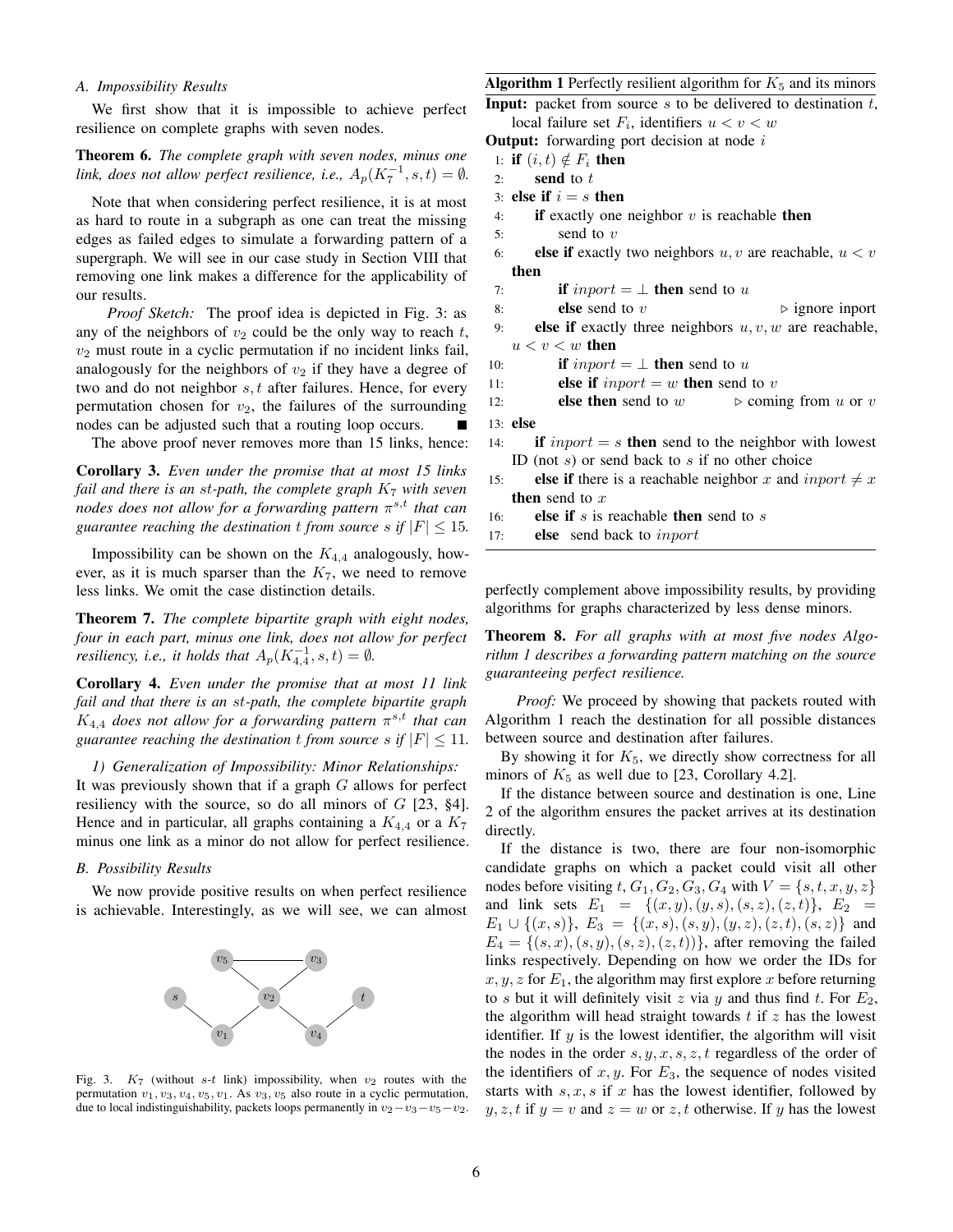### A. Impossibility Results

We first show that it is impossible to achieve perfect resilience on complete graphs with seven nodes.

**Theorem 6.** *The complete graph with seven nodes, minus one link, does not allow perfect resilience, i.e., $A_p(K_7^{-1}, s, t) = \emptyset$.*

Note that when considering perfect resilience, it is at most as hard to route in a subgraph as one can treat the missing edges as failed edges to simulate a forwarding pattern of a supergraph. We will see in our case study in Section VIII that removing one link makes a difference for the applicability of our results.

*Proof Sketch:* The proof idea is depicted in Fig. 3: as any of the neighbors of $v_2$ could be the only way to reach $t$, $v_2$ must route in a cyclic permutation if no incident links fail, analogously for the neighbors of $v_2$ if they have a degree of two and do not neighbor $s, t$ after failures. Hence, for every permutation chosen for $v_2$, the failures of the surrounding nodes can be adjusted such that a routing loop occurs. ■

The above proof never removes more than 15 links, hence:

**Corollary 3.** *Even under the promise that at most 15 links fail and there is an $st$-path, the complete graph $K_7$ with seven nodes does not allow for a forwarding pattern $\pi^{s,t}$ that can guarantee reaching the destination $t$ from source $s$ if $|F| \leq 15$.*

Impossibility can be shown on the $K_{4,4}$ analogously, however, as it is much sparser than the $K_7$, we need to remove less links. We omit the case distinction details.

**Theorem 7.** *The complete bipartite graph with eight nodes, four in each part, minus one link, does not allow for perfect resiliency, i.e., it holds that $A_p(K_{4,4}^{-1}, s, t) = \emptyset$.*

**Corollary 4.** *Even under the promise that at most 11 link fail and that there is an $st$-path, the complete bipartite graph $K_{4,4}$ does not allow for a forwarding pattern $\pi^{s,t}$ that can guarantee reaching the destination $t$ from source $s$ if $|F| \leq 11$.*

*1) Generalization of Impossibility: Minor Relationships:* It was previously shown that if a graph $G$ allows for perfect resiliency with the source, so do all minors of $G$ [23, §4]. Hence and in particular, all graphs containing a $K_{4,4}$ or a $K_7$ minus one link as a minor do not allow for perfect resilience.

### B. Possibility Results

We now provide positive results on when perfect resilience is achievable. Interestingly, as we will see, we can almost perfectly complement above impossibility results, by providing algorithms for graphs characterized by less dense minors.

Fig. 3. $K_7$ (without $s$-$t$ link) impossibility, when $v_2$ routes with the permutation $v_1, v_3, v_4, v_5, v_1$. As $v_3, v_5$ also route in a cyclic permutation, due to local indistinguishability, packets loops permanently in $v_2 - v_3 - v_5 - v_2$.

**Algorithm 1** Perfectly resilient algorithm for $K_5$ and its minors

**Input:** packet from source $s$ to be delivered to destination $t$, local failure set $F_i$, identifiers $u < v < w$

**Output:** forwarding port decision at node $i$

```
1:  if (i, t) ∉ F_i then
2:      send to t
3:  else if i = s then
4:      if exactly one neighbor v is reachable then
5:          send to v
6:      else if exactly two neighbors u, v are reachable, u < v then
7:          if inport = ⊥ then send to u
8:          else send to v                          ▷ ignore inport
9:      else if exactly three neighbors u, v, w are reachable, u < v < w then
10:         if inport = ⊥ then send to u
11:         else if inport = w then send to v
12:         else then send to w                     ▷ coming from u or v
13: else
14:     if inport = s then send to the neighbor with lowest ID (not s) or send back to s if no other choice
15:     else if there is a reachable neighbor x and inport ≠ x then send to x
16:     else if s is reachable then send to s
17:     else send back to inport
```

**Theorem 8.** *For all graphs with at most five nodes Algorithm 1 describes a forwarding pattern matching on the source guaranteeing perfect resilience.*

*Proof:* We proceed by showing that packets routed with Algorithm 1 reach the destination for all possible distances between source and destination after failures.

By showing it for $K_5$, we directly show correctness for all minors of $K_5$ as well due to [23, Corollary 4.2].

If the distance between source and destination is one, Line 2 of the algorithm ensures the packet arrives at its destination directly.

If the distance is two, there are four non-isomorphic candidate graphs on which a packet could visit all other nodes before visiting $t$, $G_1, G_2, G_3, G_4$ with $V = \{s, t, x, y, z\}$ and link sets $E_1 = \{(x, y), (y, s), (s, z), (z, t)\}$, $E_2 = E_1 \cup \{(x, s)\}$, $E_3 = \{(x, s), (s, y), (y, z), (z, t), (s, z)\}$ and $E_4 = \{(s, x), (s, y), (s, z), (z, t))\}$, after removing the failed links respectively. Depending on how we order the IDs for $x, y, z$ for $E_1$, the algorithm may first explore $x$ before returning to $s$ but it will definitely visit $z$ via $y$ and thus find $t$. For $E_2$, the algorithm will head straight towards $t$ if $z$ has the lowest identifier. If $y$ is the lowest identifier, the algorithm will visit the nodes in the order $s, y, x, s, z, t$ regardless of the order of the identifiers of $x, y$. For $E_3$, the sequence of nodes visited starts with $s, x, s$ if $x$ has the lowest identifier, followed by $y, z, t$ if $y = v$ and $z = w$ or $z, t$ otherwise. If $y$ has the lowest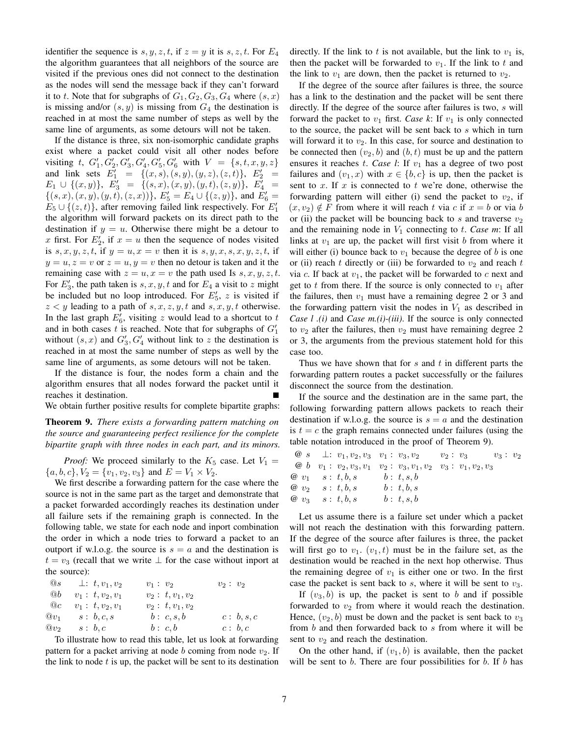identifier the sequence is $s, y, z, t$, if $z = y$ it is $s, z, t$. For $E_4$ the algorithm guarantees that all neighbors of the source are visited if the previous ones did not connect to the destination as the nodes will send the message back if they can't forward it to $t$. Note that for subgraphs of $G_1, G_2, G_3, G_4$ where $(s, x)$ is missing and/or $(s, y)$ is missing from $G_4$ the destination is reached in at most the same number of steps as well by the same line of arguments, as some detours will not be taken.

If the distance is three, six non-isomorphic candidate graphs exist where a packet could visit all other nodes before visiting $t$, $G'_1, G'_2, G'_3, G'_4, G'_5, G'_6$ with $V = \{s, t, x, y, z\}$ and link sets $E'_1 = \{(x, s), (s, y), (y, z), (z, t)\}$, $E'_2 = E_1 \cup \{(x, y)\}$, $E'_3 = \{(s, x), (x, y), (y, t), (z, y)\}$, $E'_4 = \{(s, x), (x, y), (y, t), (z, x)\}$, $E'_5 = E_4 \cup \{(z, y)\}$, and $E'_6 = E_5 \cup \{(z, t)\}$, after removing failed link respectively. For $E'_1$ the algorithm will forward packets on its direct path to the destination if $y = u$. Otherwise there might be a detour to $x$ first. For $E'_2$, if $x = u$ then the sequence of nodes visited is $s, x, y, z, t$, if $y = u, x = v$ then it is $s, y, x, s, x, y, z, t$, if $y = u, z = v$ or $z = u, y = v$ then no detour is taken and it the remaining case with $z = u, x = v$ the path used Is $s, x, y, z, t$. For $E'_3$, the path taken is $s, x, y, t$ and for $E_4$ a visit to $z$ might be included but no loop introduced. For $E'_5$, $z$ is visited if $z < y$ leading to a path of $s, x, z, y, t$ and $s, x, y, t$ otherwise. In the last graph $E'_6$, visiting $z$ would lead to a shortcut to $t$ and in both cases $t$ is reached. Note that for subgraphs of $G'_1$ without $(s, x)$ and $G'_3, G'_4$ without link to $z$ the destination is reached in at most the same number of steps as well by the same line of arguments, as some detours will not be taken.

If the distance is four, the nodes form a chain and the algorithm ensures that all nodes forward the packet until it reaches it destination. ∎

We obtain further positive results for complete bipartite graphs:

**Theorem 9.** *There exists a forwarding pattern matching on the source and guaranteeing perfect resilience for the complete bipartite graph with three nodes in each part, and its minors.*

*Proof:* We proceed similarly to the $K_5$ case. Let $V_1 = \{a, b, c\}$, $V_2 = \{v_1, v_2, v_3\}$ and $E = V_1 \times V_2$.

We first describe a forwarding pattern for the case where the source is not in the same part as the target and demonstrate that a packet forwarded accordingly reaches its destination under all failure sets if the remaining graph is connected. In the following table, we state for each node and inport combination the order in which a node tries to forward a packet to an outport if w.l.o.g. the source is $s = a$ and the destination is $t = v_3$ (recall that we write $\bot$ for the case without inport at the source):

| | | | |
|---|---|---|---|
| $@s$ | $\bot$: $t, v_1, v_2$ | $v_1$ : $v_2$ | $v_2$ : $v_2$ |
| $@b$ | $v_1$ : $t, v_2, v_1$ | $v_2$ : $t, v_1, v_2$ | |
| $@c$ | $v_1$ : $t, v_2, v_1$ | $v_2$ : $t, v_1, v_2$ | |
| $@v_1$ | $s$ : $b, c, s$ | $b$ : $c, s, b$ | $c$ : $b, s, c$ |
| $@v_2$ | $s$ : $b, c$ | $b$ : $c, b$ | $c$ : $b, c$ |

To illustrate how to read this table, let us look at forwarding pattern for a packet arriving at node $b$ coming from node $v_2$. If the link to node $t$ is up, the packet will be sent to its destination directly. If the link to $t$ is not available, but the link to $v_1$ is, then the packet will be forwarded to $v_1$. If the link to $t$ and the link to $v_1$ are down, then the packet is returned to $v_2$.

If the degree of the source after failures is three, the source has a link to the destination and the packet will be sent there directly. If the degree of the source after failures is two, $s$ will forward the packet to $v_1$ first. *Case k*: If $v_1$ is only connected to the source, the packet will be sent back to $s$ which in turn will forward it to $v_2$. In this case, for source and destination to be connected then $(v_2, b)$ and $(b, t)$ must be up and the pattern ensures it reaches $t$. *Case l*: If $v_1$ has a degree of two post failures and $(v_1, x)$ with $x \in \{b, c\}$ is up, then the packet is sent to $x$. If $x$ is connected to $t$ we're done, otherwise the forwarding pattern will either (i) send the packet to $v_2$, if $(x, v_2) \notin F$ from where it will reach $t$ via $c$ if $x = b$ or via $b$ or (ii) the packet will be bouncing back to $s$ and traverse $v_2$ and the remaining node in $V_1$ connecting to $t$. *Case m*: If all links at $v_1$ are up, the packet will first visit $b$ from where it will either (i) bounce back to $v_1$ because the degree of $b$ is one or (ii) reach $t$ directly or (iii) be forwarded to $v_2$ and reach $t$ via $c$. If back at $v_1$, the packet will be forwarded to $c$ next and get to $t$ from there. If the source is only connected to $v_1$ after the failures, then $v_1$ must have a remaining degree 2 or 3 and the forwarding pattern visit the nodes in $V_1$ as described in *Case l .(i)* and *Case m.(i)-(iii)*. If the source is only connected to $v_2$ after the failures, then $v_2$ must have remaining degree 2 or 3, the arguments from the previous statement hold for this case too.

Thus we have shown that for $s$ and $t$ in different parts the forwarding pattern routes a packet successfully or the failures disconnect the source from the destination.

If the source and the destination are in the same part, the following forwarding pattern allows packets to reach their destination if w.l.o.g. the source is $s = a$ and the destination is $t = c$ the graph remains connected under failures (using the table notation introduced in the proof of Theorem 9).

| | | | | |
|---|---|---|---|---|
| @ $s$ | $\bot$: $v_1, v_2, v_3$ | $v_1$ : $v_3, v_2$ | $v_2$ : $v_3$ | $v_3$ : $v_2$ |
| @ $b$ | $v_1$ : $v_2, v_3, v_1$ | $v_2$ : $v_3, v_1, v_2$ | $v_3$ : $v_1, v_2, v_3$ | |
| @ $v_1$ | $s$ : $t, b, s$ | $b$ : $t, s, b$ | | |
| @ $v_2$ | $s$ : $t, b, s$ | $b$ : $t, b, s$ | | |
| @ $v_3$ | $s$ : $t, b, s$ | $b$ : $t, s, b$ | | |

Let us assume there is a failure set under which a packet will not reach the destination with this forwarding pattern. If the degree of the source after failures is three, the packet will first go to $v_1$. $(v_1, t)$ must be in the failure set, as the destination would be reached in the next hop otherwise. Thus the remaining degree of $v_1$ is either one or two. In the first case the packet is sent back to $s$, where it will be sent to $v_3$.

If $(v_3, b)$ is up, the packet is sent to $b$ and if possible forwarded to $v_2$ from where it would reach the destination. Hence, $(v_2, b)$ must be down and the packet is sent back to $v_3$ from $b$ and then forwarded back to $s$ from where it will be sent to $v_2$ and reach the destination.

On the other hand, if $(v_1, b)$ is available, then the packet will be sent to $b$. There are four possibilities for $b$. If $b$ has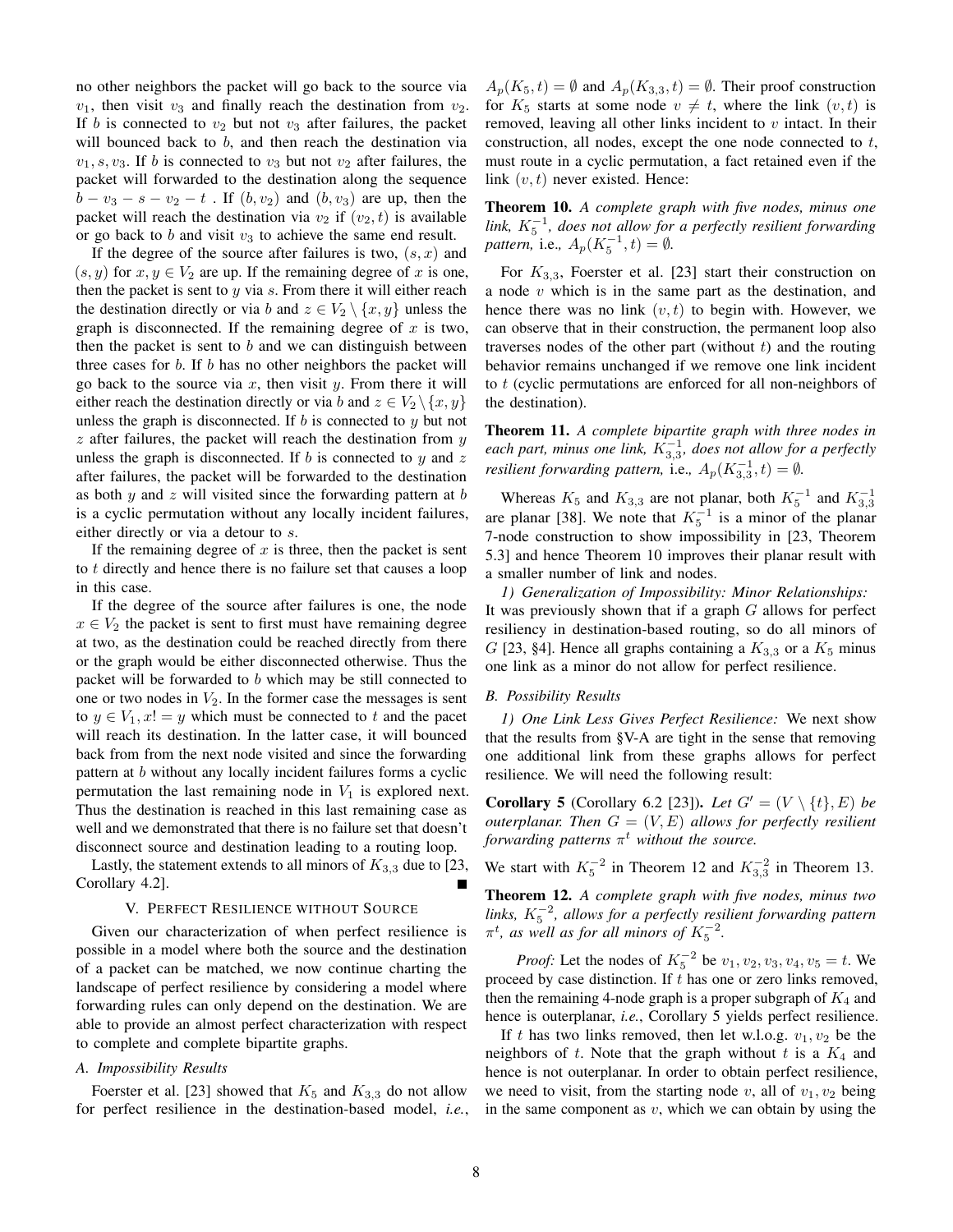no other neighbors the packet will go back to the source via $v_1$, then visit $v_3$ and finally reach the destination from $v_2$. If $b$ is connected to $v_2$ but not $v_3$ after failures, the packet will bounced back to $b$, and then reach the destination via $v_1, s, v_3$. If $b$ is connected to $v_3$ but not $v_2$ after failures, the packet will forwarded to the destination along the sequence $b - v_3 - s - v_2 - t$ . If $(b, v_2)$ and $(b, v_3)$ are up, then the packet will reach the destination via $v_2$ if $(v_2, t)$ is available or go back to $b$ and visit $v_3$ to achieve the same end result.

If the degree of the source after failures is two, $(s, x)$ and $(s, y)$ for $x, y \in V_2$ are up. If the remaining degree of $x$ is one, then the packet is sent to $y$ via $s$. From there it will either reach the destination directly or via $b$ and $z \in V_2 \setminus \{x, y\}$ unless the graph is disconnected. If the remaining degree of $x$ is two, then the packet is sent to $b$ and we can distinguish between three cases for $b$. If $b$ has no other neighbors the packet will go back to the source via $x$, then visit $y$. From there it will either reach the destination directly or via $b$ and $z \in V_2 \setminus \{x, y\}$ unless the graph is disconnected. If $b$ is connected to $y$ but not $z$ after failures, the packet will reach the destination from $y$ unless the graph is disconnected. If $b$ is connected to $y$ and $z$ after failures, the packet will be forwarded to the destination as both $y$ and $z$ will visited since the forwarding pattern at $b$ is a cyclic permutation without any locally incident failures, either directly or via a detour to $s$.

If the remaining degree of $x$ is three, then the packet is sent to $t$ directly and hence there is no failure set that causes a loop in this case.

If the degree of the source after failures is one, the node $x \in V_2$ the packet is sent to first must have remaining degree at two, as the destination could be reached directly from there or the graph would be either disconnected otherwise. Thus the packet will be forwarded to $b$ which may be still connected to one or two nodes in $V_2$. In the former case the messages is sent to $y \in V_1, x != y$ which must be connected to $t$ and the packet will reach its destination. In the latter case, it will bounced back from from the next node visited and since the forwarding pattern at $b$ without any locally incident failures forms a cyclic permutation the last remaining node in $V_1$ is explored next. Thus the destination is reached in this last remaining case as well and we demonstrated that there is no failure set that doesn't disconnect source and destination leading to a routing loop.

Lastly, the statement extends to all minors of $K_{3,3}$ due to [23, Corollary 4.2]. ■

## V. Perfect Resilience without Source

Given our characterization of when perfect resilience is possible in a model where both the source and the destination of a packet can be matched, we now continue charting the landscape of perfect resilience by considering a model where forwarding rules can only depend on the destination. We are able to provide an almost perfect characterization with respect to complete and complete bipartite graphs.

### A. Impossibility Results

Foerster et al. [23] showed that $K_5$ and $K_{3,3}$ do not allow for perfect resilience in the destination-based model, *i.e.*, $A_p(K_5, t) = \emptyset$ and $A_p(K_{3,3}, t) = \emptyset$. Their proof construction for $K_5$ starts at some node $v \neq t$, where the link $(v, t)$ is removed, leaving all other links incident to $v$ intact. In their construction, all nodes, except the one node connected to $t$, must route in a cyclic permutation, a fact retained even if the link $(v, t)$ never existed. Hence:

**Theorem 10.** *A complete graph with five nodes, minus one link, $K_5^{-1}$, does not allow for a perfectly resilient forwarding pattern,* i.e.*, $A_p(K_5^{-1}, t) = \emptyset$.*

For $K_{3,3}$, Foerster et al. [23] start their construction on a node $v$ which is in the same part as the destination, and hence there was no link $(v, t)$ to begin with. However, we can observe that in their construction, the permanent loop also traverses nodes of the other part (without $t$) and the routing behavior remains unchanged if we remove one link incident to $t$ (cyclic permutations are enforced for all non-neighbors of the destination).

**Theorem 11.** *A complete bipartite graph with three nodes in each part, minus one link, $K_{3,3}^{-1}$, does not allow for a perfectly resilient forwarding pattern,* i.e.*, $A_p(K_{3,3}^{-1}, t) = \emptyset$.*

Whereas $K_5$ and $K_{3,3}$ are not planar, both $K_5^{-1}$ and $K_{3,3}^{-1}$ are planar [38]. We note that $K_5^{-1}$ is a minor of the planar 7-node construction to show impossibility in [23, Theorem 5.3] and hence Theorem 10 improves their planar result with a smaller number of link and nodes.

*1) Generalization of Impossibility: Minor Relationships:* It was previously shown that if a graph $G$ allows for perfect resiliency in destination-based routing, so do all minors of $G$ [23, §4]. Hence all graphs containing a $K_{3,3}$ or a $K_5$ minus one link as a minor do not allow for perfect resilience.

### B. Possibility Results

*1) One Link Less Gives Perfect Resilience:* We next show that the results from §V-A are tight in the sense that removing one additional link from these graphs allows for perfect resilience. We will need the following result:

**Corollary 5** (Corollary 6.2 [23])**.** *Let $G' = (V \setminus \{t\}, E)$ be outerplanar. Then $G = (V, E)$ allows for perfectly resilient forwarding patterns $\pi^t$ without the source.*

We start with $K_5^{-2}$ in Theorem 12 and $K_{3,3}^{-2}$ in Theorem 13.

**Theorem 12.** *A complete graph with five nodes, minus two links, $K_5^{-2}$, allows for a perfectly resilient forwarding pattern $\pi^t$, as well as for all minors of $K_5^{-2}$.*

*Proof:* Let the nodes of $K_5^{-2}$ be $v_1, v_2, v_3, v_4, v_5 = t$. We proceed by case distinction. If $t$ has one or zero links removed, then the remaining 4-node graph is a proper subgraph of $K_4$ and hence is outerplanar, *i.e.*, Corollary 5 yields perfect resilience.

If $t$ has two links removed, then let w.l.o.g. $v_1, v_2$ be the neighbors of $t$. Note that the graph without $t$ is a $K_4$ and hence is not outerplanar. In order to obtain perfect resilience, we need to visit, from the starting node $v$, all of $v_1, v_2$ being in the same component as $v$, which we can obtain by using the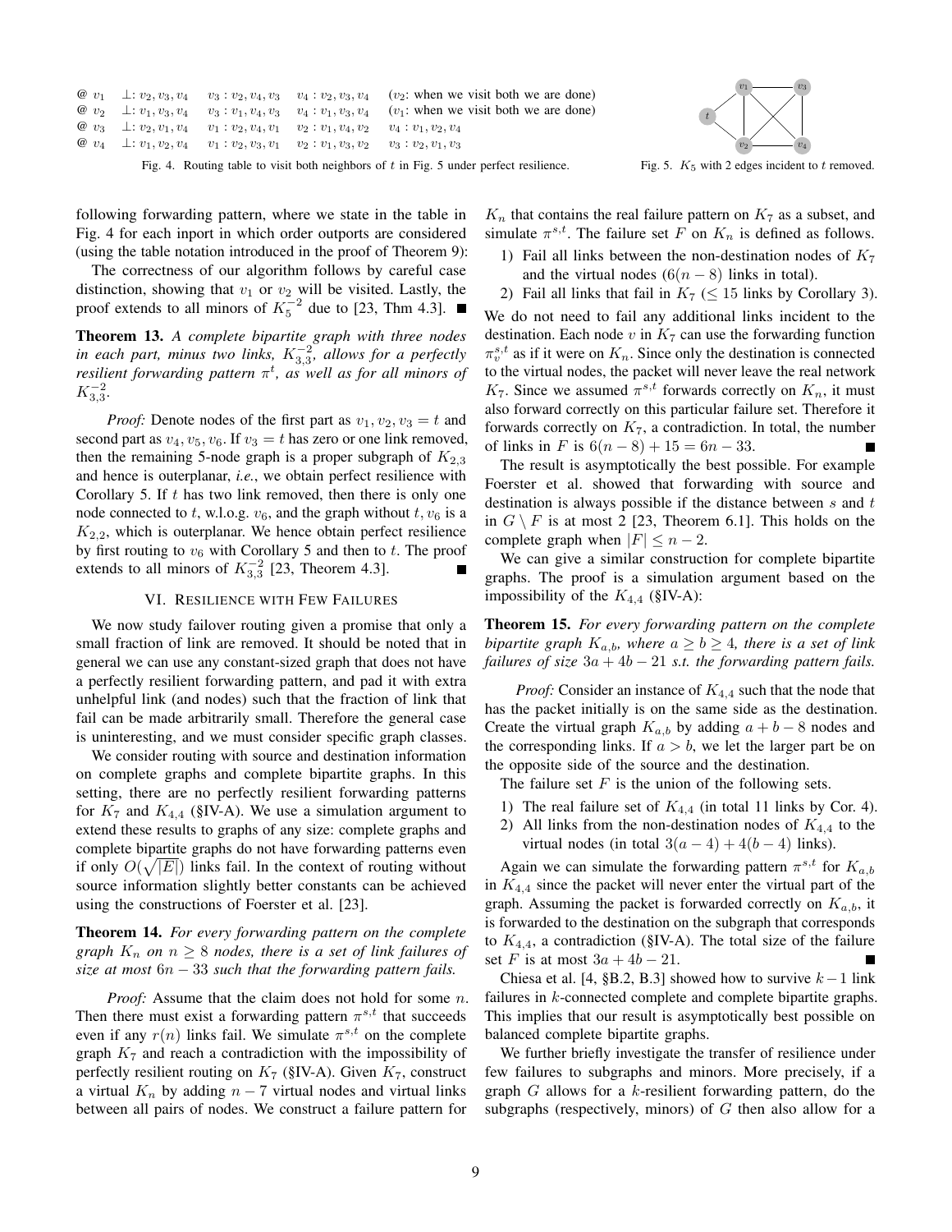| | | | | | |
|---|---|---|---|---|---|
| @ $v_1$ | $\bot$: $v_2, v_3, v_4$ | $v_3 : v_2, v_4, v_3$ | $v_4 : v_2, v_3, v_4$ | ($v_2$: when we visit both we are done) | |
| @ $v_2$ | $\bot$: $v_1, v_3, v_4$ | $v_3 : v_1, v_4, v_3$ | $v_4 : v_1, v_3, v_4$ | ($v_1$: when we visit both we are done) | |
| @ $v_3$ | $\bot$: $v_2, v_1, v_4$ | $v_1 : v_2, v_4, v_1$ | $v_2 : v_1, v_4, v_2$ | $v_4 : v_1, v_2, v_4$ | |
| @ $v_4$ | $\bot$: $v_1, v_2, v_4$ | $v_1 : v_2, v_3, v_1$ | $v_2 : v_1, v_3, v_2$ | $v_3 : v_2, v_1, v_3$ | |

Fig. 4. Routing table to visit both neighbors of $t$ in Fig. 5 under perfect resilience.

Fig. 5. $K_5$ with 2 edges incident to $t$ removed.

following forwarding pattern, where we state in the table in Fig. 4 for each inport in which order outports are considered (using the table notation introduced in the proof of Theorem 9):

The correctness of our algorithm follows by careful case distinction, showing that $v_1$ or $v_2$ will be visited. Lastly, the proof extends to all minors of $K_5^{-2}$ due to [23, Thm 4.3]. ∎

**Theorem 13.** *A complete bipartite graph with three nodes in each part, minus two links, $K_{3,3}^{-2}$, allows for a perfectly resilient forwarding pattern $\pi^t$, as well as for all minors of $K_{3,3}^{-2}$.*

*Proof:* Denote nodes of the first part as $v_1, v_2, v_3 = t$ and second part as $v_4, v_5, v_6$. If $v_3 = t$ has zero or one link removed, then the remaining 5-node graph is a proper subgraph of $K_{2,3}$ and hence is outerplanar, *i.e.*, we obtain perfect resilience with Corollary 5. If $t$ has two link removed, then there is only one node connected to $t$, w.l.o.g. $v_6$, and the graph without $t, v_6$ is a $K_{2,2}$, which is outerplanar. We hence obtain perfect resilience by first routing to $v_6$ with Corollary 5 and then to $t$. The proof extends to all minors of $K_{3,3}^{-2}$ [23, Theorem 4.3]. ∎

## VI. Resilience with Few Failures

We now study failover routing given a promise that only a small fraction of link are removed. It should be noted that in general we can use any constant-sized graph that does not have a perfectly resilient forwarding pattern, and pad it with extra unhelpful link (and nodes) such that the fraction of link that fail can be made arbitrarily small. Therefore the general case is uninteresting, and we must consider specific graph classes.

We consider routing with source and destination information on complete graphs and complete bipartite graphs. In this setting, there are no perfectly resilient forwarding patterns for $K_7$ and $K_{4,4}$ (§IV-A). We use a simulation argument to extend these results to graphs of any size: complete graphs and complete bipartite graphs do not have forwarding patterns even if only $O(\sqrt{|E|})$ links fail. In the context of routing without source information slightly better constants can be achieved using the constructions of Foerster et al. [23].

**Theorem 14.** *For every forwarding pattern on the complete graph $K_n$ on $n \geq 8$ nodes, there is a set of link failures of size at most $6n - 33$ such that the forwarding pattern fails.*

*Proof:* Assume that the claim does not hold for some $n$. Then there must exist a forwarding pattern $\pi^{s,t}$ that succeeds even if any $r(n)$ links fail. We simulate $\pi^{s,t}$ on the complete graph $K_7$ and reach a contradiction with the impossibility of perfectly resilient routing on $K_7$ (§IV-A). Given $K_7$, construct a virtual $K_n$ by adding $n-7$ virtual nodes and virtual links between all pairs of nodes. We construct a failure pattern for $K_n$ that contains the real failure pattern on $K_7$ as a subset, and simulate $\pi^{s,t}$. The failure set $F$ on $K_n$ is defined as follows.

1) Fail all links between the non-destination nodes of $K_7$ and the virtual nodes ($6(n-8)$ links in total).
2) Fail all links that fail in $K_7$ ($\leq 15$ links by Corollary 3).

We do not need to fail any additional links incident to the destination. Each node $v$ in $K_7$ can use the forwarding function $\pi_v^{s,t}$ as if it were on $K_n$. Since only the destination is connected to the virtual nodes, the packet will never leave the real network $K_7$. Since we assumed $\pi^{s,t}$ forwards correctly on $K_n$, it must also forward correctly on this particular failure set. Therefore it forwards correctly on $K_7$, a contradiction. In total, the number of links in $F$ is $6(n-8) + 15 = 6n - 33$. ∎

The result is asymptotically the best possible. For example Foerster et al. showed that forwarding with source and destination is always possible if the distance between $s$ and $t$ in $G \setminus F$ is at most 2 [23, Theorem 6.1]. This holds on the complete graph when $|F| \leq n - 2$.

We can give a similar construction for complete bipartite graphs. The proof is a simulation argument based on the impossibility of the $K_{4,4}$ (§IV-A):

**Theorem 15.** *For every forwarding pattern on the complete bipartite graph $K_{a,b}$, where $a \geq b \geq 4$, there is a set of link failures of size $3a + 4b - 21$ s.t. the forwarding pattern fails.*

*Proof:* Consider an instance of $K_{4,4}$ such that the node that has the packet initially is on the same side as the destination. Create the virtual graph $K_{a,b}$ by adding $a + b - 8$ nodes and the corresponding links. If $a > b$, we let the larger part be on the opposite side of the source and the destination.

The failure set $F$ is the union of the following sets.

1) The real failure set of $K_{4,4}$ (in total 11 links by Cor. 4).
2) All links from the non-destination nodes of $K_{4,4}$ to the virtual nodes (in total $3(a-4) + 4(b-4)$ links).

Again we can simulate the forwarding pattern $\pi^{s,t}$ for $K_{a,b}$ in $K_{4,4}$ since the packet will never enter the virtual part of the graph. Assuming the packet is forwarded correctly on $K_{a,b}$, it is forwarded to the destination on the subgraph that corresponds to $K_{4,4}$, a contradiction (§IV-A). The total size of the failure set $F$ is at most $3a + 4b - 21$. ∎

Chiesa et al. [4, §B.2, B.3] showed how to survive $k-1$ link failures in $k$-connected complete and complete bipartite graphs. This implies that our result is asymptotically best possible on balanced complete bipartite graphs.

We further briefly investigate the transfer of resilience under few failures to subgraphs and minors. More precisely, if a graph $G$ allows for a $k$-resilient forwarding pattern, do the subgraphs (respectively, minors) of $G$ then also allow for a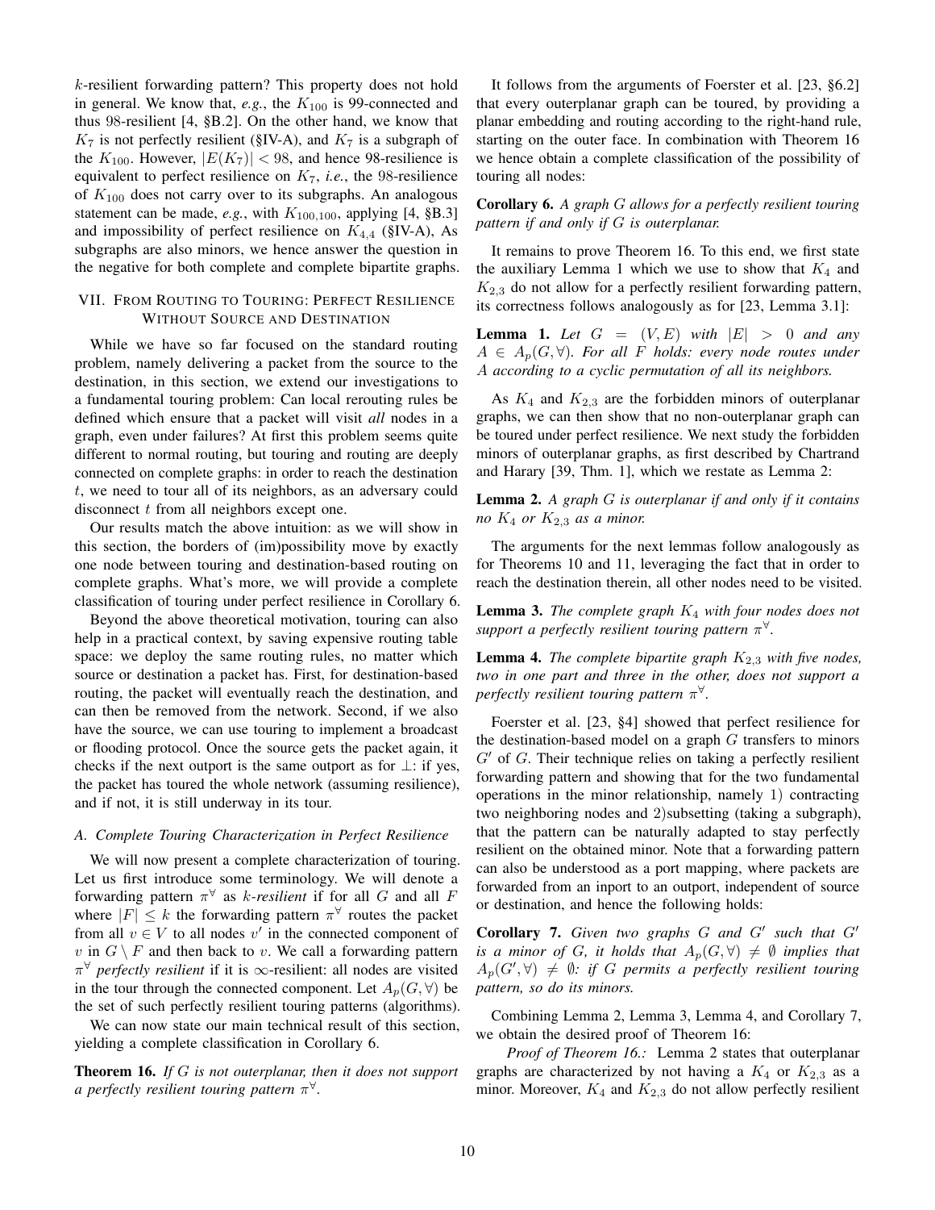$k$-resilient forwarding pattern? This property does not hold in general. We know that, *e.g.*, the $K_{100}$ is 99-connected and thus 98-resilient [4, §B.2]. On the other hand, we know that $K_7$ is not perfectly resilient (§IV-A), and $K_7$ is a subgraph of the $K_{100}$. However, $|E(K_7)| < 98$, and hence 98-resilience is equivalent to perfect resilience on $K_7$, *i.e.*, the 98-resilience of $K_{100}$ does not carry over to its subgraphs. An analogous statement can be made, *e.g.*, with $K_{100,100}$, applying [4, §B.3] and impossibility of perfect resilience on $K_{4,4}$ (§IV-A), As subgraphs are also minors, we hence answer the question in the negative for both complete and complete bipartite graphs.

## VII. From Routing to Touring: Perfect Resilience Without Source and Destination

While we have so far focused on the standard routing problem, namely delivering a packet from the source to the destination, in this section, we extend our investigations to a fundamental touring problem: Can local rerouting rules be defined which ensure that a packet will visit *all* nodes in a graph, even under failures? At first this problem seems quite different to normal routing, but touring and routing are deeply connected on complete graphs: in order to reach the destination $t$, we need to tour all of its neighbors, as an adversary could disconnect $t$ from all neighbors except one.

Our results match the above intuition: as we will show in this section, the borders of (im)possibility move by exactly one node between touring and destination-based routing on complete graphs. What's more, we will provide a complete classification of touring under perfect resilience in Corollary 6.

Beyond the above theoretical motivation, touring can also help in a practical context, by saving expensive routing table space: we deploy the same routing rules, no matter which source or destination a packet has. First, for destination-based routing, the packet will eventually reach the destination, and can then be removed from the network. Second, if we also have the source, we can use touring to implement a broadcast or flooding protocol. Once the source gets the packet again, it checks if the next outport is the same outport as for $\bot$: if yes, the packet has toured the whole network (assuming resilience), and if not, it is still underway in its tour.

### A. Complete Touring Characterization in Perfect Resilience

We will now present a complete characterization of touring. Let us first introduce some terminology. We will denote a forwarding pattern $\pi^{\forall}$ as *$k$-resilient* if for all $G$ and all $F$ where $|F| \leq k$ the forwarding pattern $\pi^{\forall}$ routes the packet from all $v \in V$ to all nodes $v'$ in the connected component of $v$ in $G \setminus F$ and then back to $v$. We call a forwarding pattern $\pi^{\forall}$ *perfectly resilient* if it is $\infty$-resilient: all nodes are visited in the tour through the connected component. Let $A_p(G, \forall)$ be the set of such perfectly resilient touring patterns (algorithms).

We can now state our main technical result of this section, yielding a complete classification in Corollary 6.

**Theorem 16.** *If $G$ is not outerplanar, then it does not support a perfectly resilient touring pattern $\pi^{\forall}$.*

It follows from the arguments of Foerster et al. [23, §6.2] that every outerplanar graph can be toured, by providing a planar embedding and routing according to the right-hand rule, starting on the outer face. In combination with Theorem 16 we hence obtain a complete classification of the possibility of touring all nodes:

**Corollary 6.** *A graph $G$ allows for a perfectly resilient touring pattern if and only if $G$ is outerplanar.*

It remains to prove Theorem 16. To this end, we first state the auxiliary Lemma 1 which we use to show that $K_4$ and $K_{2,3}$ do not allow for a perfectly resilient forwarding pattern, its correctness follows analogously as for [23, Lemma 3.1]:

**Lemma 1.** *Let $G = (V, E)$ with $|E| > 0$ and any $A \in A_p(G, \forall)$. For all $F$ holds: every node routes under $A$ according to a cyclic permutation of all its neighbors.*

As $K_4$ and $K_{2,3}$ are the forbidden minors of outerplanar graphs, we can then show that no non-outerplanar graph can be toured under perfect resilience. We next study the forbidden minors of outerplanar graphs, as first described by Chartrand and Harary [39, Thm. 1], which we restate as Lemma 2:

**Lemma 2.** *A graph $G$ is outerplanar if and only if it contains no $K_4$ or $K_{2,3}$ as a minor.*

The arguments for the next lemmas follow analogously as for Theorems 10 and 11, leveraging the fact that in order to reach the destination therein, all other nodes need to be visited.

**Lemma 3.** *The complete graph $K_4$ with four nodes does not support a perfectly resilient touring pattern $\pi^{\forall}$.*

**Lemma 4.** *The complete bipartite graph $K_{2,3}$ with five nodes, two in one part and three in the other, does not support a perfectly resilient touring pattern $\pi^{\forall}$.*

Foerster et al. [23, §4] showed that perfect resilience for the destination-based model on a graph $G$ transfers to minors $G'$ of $G$. Their technique relies on taking a perfectly resilient forwarding pattern and showing that for the two fundamental operations in the minor relationship, namely 1) contracting two neighboring nodes and 2)subsetting (taking a subgraph), that the pattern can be naturally adapted to stay perfectly resilient on the obtained minor. Note that a forwarding pattern can also be understood as a port mapping, where packets are forwarded from an inport to an outport, independent of source or destination, and hence the following holds:

**Corollary 7.** *Given two graphs $G$ and $G'$ such that $G'$ is a minor of $G$, it holds that $A_p(G, \forall) \neq \emptyset$ implies that $A_p(G', \forall) \neq \emptyset$: if $G$ permits a perfectly resilient touring pattern, so do its minors.*

Combining Lemma 2, Lemma 3, Lemma 4, and Corollary 7, we obtain the desired proof of Theorem 16:

*Proof of Theorem 16.:* Lemma 2 states that outerplanar graphs are characterized by not having a $K_4$ or $K_{2,3}$ as a minor. Moreover, $K_4$ and $K_{2,3}$ do not allow perfectly resilient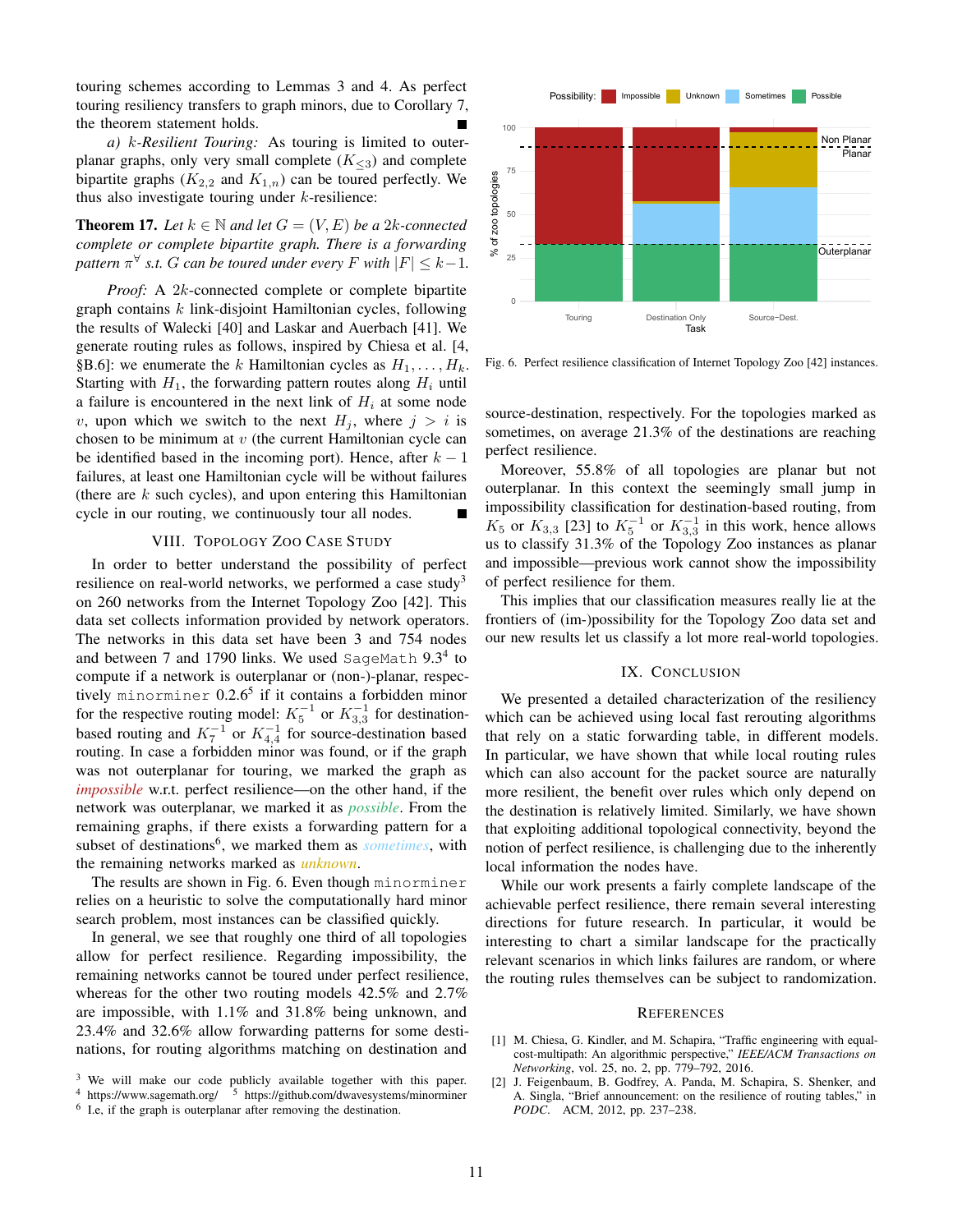touring schemes according to Lemmas 3 and 4. As perfect touring resiliency transfers to graph minors, due to Corollary 7, the theorem statement holds. ■

*a) $k$-Resilient Touring:* As touring is limited to outerplanar graphs, only very small complete ($K_{\leq 3}$) and complete bipartite graphs ($K_{2,2}$ and $K_{1,n}$) can be toured perfectly. We thus also investigate touring under $k$-resilience:

**Theorem 17.** *Let $k \in \mathbb{N}$ and let $G = (V, E)$ be a $2k$-connected complete or complete bipartite graph. There is a forwarding pattern $\pi^\forall$ s.t. $G$ can be toured under every $F$ with $|F| \leq k-1$.*

*Proof:* A $2k$-connected complete or complete bipartite graph contains $k$ link-disjoint Hamiltonian cycles, following the results of Walecki [40] and Laskar and Auerbach [41]. We generate routing rules as follows, inspired by Chiesa et al. [4, §B.6]: we enumerate the $k$ Hamiltonian cycles as $H_1, \ldots, H_k$. Starting with $H_1$, the forwarding pattern routes along $H_i$ until a failure is encountered in the next link of $H_i$ at some node $v$, upon which we switch to the next $H_j$, where $j > i$ is chosen to be minimum at $v$ (the current Hamiltonian cycle can be identified based in the incoming port). Hence, after $k-1$ failures, at least one Hamiltonian cycle will be without failures (there are $k$ such cycles), and upon entering this Hamiltonian cycle in our routing, we continuously tour all nodes. ■

## VIII. Topology Zoo Case Study

In order to better understand the possibility of perfect resilience on real-world networks, we performed a case study[3] on 260 networks from the Internet Topology Zoo [42]. This data set collects information provided by network operators. The networks in this data set have been 3 and 754 nodes and between 7 and 1790 links. We used `SageMath` 9.3[4] to compute if a network is outerplanar or (non-)-planar, respectively `minorminer` 0.2.6[5] if it contains a forbidden minor for the respective routing model: $K_5^{-1}$ or $K_{3,3}^{-1}$ for destination-based routing and $K_7^{-1}$ or $K_{4,4}^{-1}$ for source-destination based routing. In case a forbidden minor was found, or if the graph was not outerplanar for touring, we marked the graph as *impossible* w.r.t. perfect resilience—on the other hand, if the network was outerplanar, we marked it as *possible*. From the remaining graphs, if there exists a forwarding pattern for a subset of destinations[6], we marked them as *sometimes*, with the remaining networks marked as *unknown*.

The results are shown in Fig. 6. Even though `minorminer` relies on a heuristic to solve the computationally hard minor search problem, most instances can be classified quickly.

In general, we see that roughly one third of all topologies allow for perfect resilience. Regarding impossibility, the remaining networks cannot be toured under perfect resilience, whereas for the other two routing models 42.5% and 2.7% are impossible, with 1.1% and 31.8% being unknown, and 23.4% and 32.6% allow forwarding patterns for some destinations, for routing algorithms matching on destination and source-destination, respectively. For the topologies marked as sometimes, on average 21.3% of the destinations are reaching perfect resilience.

Moreover, 55.8% of all topologies are planar but not outerplanar. In this context the seemingly small jump in impossibility classification for destination-based routing, from $K_5$ or $K_{3,3}$ [23] to $K_5^{-1}$ or $K_{3,3}^{-1}$ in this work, hence allows us to classify 31.3% of the Topology Zoo instances as planar and impossible—previous work cannot show the impossibility of perfect resilience for them.

This implies that our classification measures really lie at the frontiers of (im-)possibility for the Topology Zoo data set and our new results let us classify a lot more real-world topologies.

Fig. 6. Perfect resilience classification of Internet Topology Zoo [42] instances.

## IX. Conclusion

We presented a detailed characterization of the resiliency which can be achieved using local fast rerouting algorithms that rely on a static forwarding table, in different models. In particular, we have shown that while local routing rules which can also account for the packet source are naturally more resilient, the benefit over rules which only depend on the destination is relatively limited. Similarly, we have shown that exploiting additional topological connectivity, beyond the notion of perfect resilience, is challenging due to the inherently local information the nodes have.

While our work presents a fairly complete landscape of the achievable perfect resilience, there remain several interesting directions for future research. In particular, it would be interesting to chart a similar landscape for the practically relevant scenarios in which links failures are random, or where the routing rules themselves can be subject to randomization.

## References

[1] M. Chiesa, G. Kindler, and M. Schapira, "Traffic engineering with equal-cost-multipath: An algorithmic perspective," *IEEE/ACM Transactions on Networking*, vol. 25, no. 2, pp. 779–792, 2016.

[2] J. Feigenbaum, B. Godfrey, A. Panda, M. Schapira, S. Shenker, and A. Singla, "Brief announcement: on the resilience of routing tables," in *PODC*. ACM, 2012, pp. 237–238.

---

[3] We will make our code publicly available together with this paper.
[4] https://www.sagemath.org/ [5] https://github.com/dwavesystems/minorminer
[6] I.e, if the graph is outerplanar after removing the destination.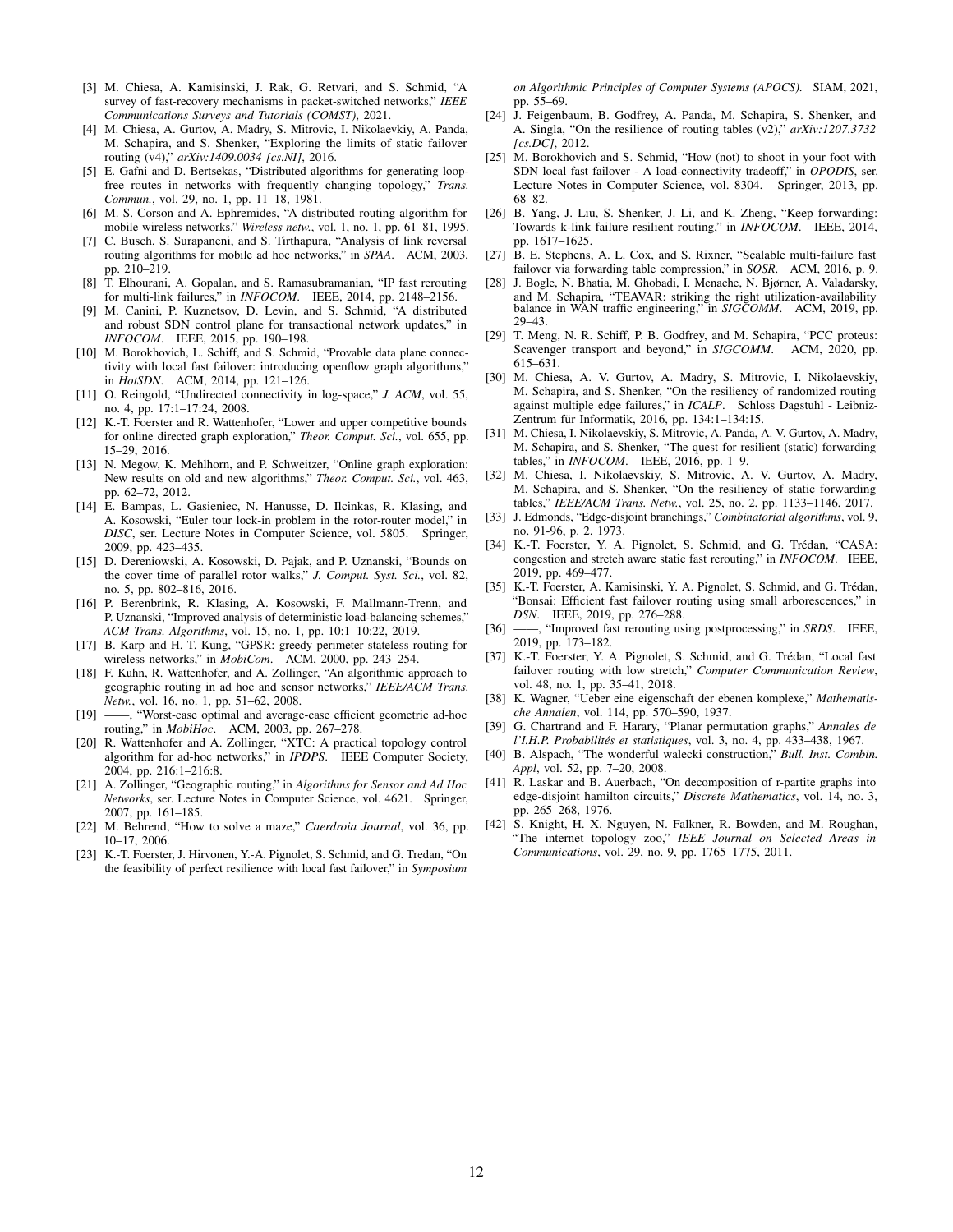[3] M. Chiesa, A. Kamisinski, J. Rak, G. Retvari, and S. Schmid, "A survey of fast-recovery mechanisms in packet-switched networks," *IEEE Communications Surveys and Tutorials (COMST)*, 2021.

[4] M. Chiesa, A. Gurtov, A. Madry, S. Mitrovic, I. Nikolaevkiy, A. Panda, M. Schapira, and S. Shenker, "Exploring the limits of static failover routing (v4)," *arXiv:1409.0034 [cs.NI]*, 2016.

[5] E. Gafni and D. Bertsekas, "Distributed algorithms for generating loop-free routes in networks with frequently changing topology," *Trans. Commun.*, vol. 29, no. 1, pp. 11–18, 1981.

[6] M. S. Corson and A. Ephremides, "A distributed routing algorithm for mobile wireless networks," *Wireless netw.*, vol. 1, no. 1, pp. 61–81, 1995.

[7] C. Busch, S. Surapaneni, and S. Tirthapura, "Analysis of link reversal routing algorithms for mobile ad hoc networks," in *SPAA*. ACM, 2003, pp. 210–219.

[8] T. Elhourani, A. Gopalan, and S. Ramasubramanian, "IP fast rerouting for multi-link failures," in *INFOCOM*. IEEE, 2014, pp. 2148–2156.

[9] M. Canini, P. Kuznetsov, D. Levin, and S. Schmid, "A distributed and robust SDN control plane for transactional network updates," in *INFOCOM*. IEEE, 2015, pp. 190–198.

[10] M. Borokhovich, L. Schiff, and S. Schmid, "Provable data plane connectivity with local fast failover: introducing openflow graph algorithms," in *HotSDN*. ACM, 2014, pp. 121–126.

[11] O. Reingold, "Undirected connectivity in log-space," *J. ACM*, vol. 55, no. 4, pp. 17:1–17:24, 2008.

[12] K.-T. Foerster and R. Wattenhofer, "Lower and upper competitive bounds for online directed graph exploration," *Theor. Comput. Sci.*, vol. 655, pp. 15–29, 2016.

[13] N. Megow, K. Mehlhorn, and P. Schweitzer, "Online graph exploration: New results on old and new algorithms," *Theor. Comput. Sci.*, vol. 463, pp. 62–72, 2012.

[14] E. Bampas, L. Gasieniec, N. Hanusse, D. Ilcinkas, R. Klasing, and A. Kosowski, "Euler tour lock-in problem in the rotor-router model," in *DISC*, ser. Lecture Notes in Computer Science, vol. 5805. Springer, 2009, pp. 423–435.

[15] D. Dereniowski, A. Kosowski, D. Pajak, and P. Uznanski, "Bounds on the cover time of parallel rotor walks," *J. Comput. Syst. Sci.*, vol. 82, no. 5, pp. 802–816, 2016.

[16] P. Berenbrink, R. Klasing, A. Kosowski, F. Mallmann-Trenn, and P. Uznanski, "Improved analysis of deterministic load-balancing schemes," *ACM Trans. Algorithms*, vol. 15, no. 1, pp. 10:1–10:22, 2019.

[17] B. Karp and H. T. Kung, "GPSR: greedy perimeter stateless routing for wireless networks," in *MobiCom*. ACM, 2000, pp. 243–254.

[18] F. Kuhn, R. Wattenhofer, and A. Zollinger, "An algorithmic approach to geographic routing in ad hoc and sensor networks," *IEEE/ACM Trans. Netw.*, vol. 16, no. 1, pp. 51–62, 2008.

[19] ——, "Worst-case optimal and average-case efficient geometric ad-hoc routing," in *MobiHoc*. ACM, 2003, pp. 267–278.

[20] R. Wattenhofer and A. Zollinger, "XTC: A practical topology control algorithm for ad-hoc networks," in *IPDPS*. IEEE Computer Society, 2004, pp. 216:1–216:8.

[21] A. Zollinger, "Geographic routing," in *Algorithms for Sensor and Ad Hoc Networks*, ser. Lecture Notes in Computer Science, vol. 4621. Springer, 2007, pp. 161–185.

[22] M. Behrend, "How to solve a maze," *Caerdroia Journal*, vol. 36, pp. 10–17, 2006.

[23] K.-T. Foerster, J. Hirvonen, Y.-A. Pignolet, S. Schmid, and G. Tredan, "On the feasibility of perfect resilience with local fast failover," in *Symposium on Algorithmic Principles of Computer Systems (APOCS)*. SIAM, 2021, pp. 55–69.

[24] J. Feigenbaum, B. Godfrey, A. Panda, M. Schapira, S. Shenker, and A. Singla, "On the resilience of routing tables (v2)," *arXiv:1207.3732 [cs.DC]*, 2012.

[25] M. Borokhovich and S. Schmid, "How (not) to shoot in your foot with SDN local fast failover - A load-connectivity tradeoff," in *OPODIS*, ser. Lecture Notes in Computer Science, vol. 8304. Springer, 2013, pp. 68–82.

[26] B. Yang, J. Liu, S. Shenker, J. Li, and K. Zheng, "Keep forwarding: Towards k-link failure resilient routing," in *INFOCOM*. IEEE, 2014, pp. 1617–1625.

[27] B. E. Stephens, A. L. Cox, and S. Rixner, "Scalable multi-failure fast failover via forwarding table compression," in *SOSR*. ACM, 2016, p. 9.

[28] J. Bogle, N. Bhatia, M. Ghobadi, I. Menache, N. Bjørner, A. Valadarsky, and M. Schapira, "TEAVAR: striking the right utilization-availability balance in WAN traffic engineering," in *SIGCOMM*. ACM, 2019, pp. 29–43.

[29] T. Meng, N. R. Schiff, P. B. Godfrey, and M. Schapira, "PCC proteus: Scavenger transport and beyond," in *SIGCOMM*. ACM, 2020, pp. 615–631.

[30] M. Chiesa, A. V. Gurtov, A. Madry, S. Mitrovic, I. Nikolaevskiy, M. Schapira, and S. Shenker, "On the resiliency of randomized routing against multiple edge failures," in *ICALP*. Schloss Dagstuhl - Leibniz-Zentrum für Informatik, 2016, pp. 134:1–134:15.

[31] M. Chiesa, I. Nikolaevskiy, S. Mitrovic, A. Panda, A. V. Gurtov, A. Madry, M. Schapira, and S. Shenker, "The quest for resilient (static) forwarding tables," in *INFOCOM*. IEEE, 2016, pp. 1–9.

[32] M. Chiesa, I. Nikolaevskiy, S. Mitrovic, A. V. Gurtov, A. Madry, M. Schapira, and S. Shenker, "On the resiliency of static forwarding tables," *IEEE/ACM Trans. Netw.*, vol. 25, no. 2, pp. 1133–1146, 2017.

[33] J. Edmonds, "Edge-disjoint branchings," *Combinatorial algorithms*, vol. 9, no. 91-96, p. 2, 1973.

[34] K.-T. Foerster, Y. A. Pignolet, S. Schmid, and G. Trédan, "CASA: congestion and stretch aware static fast rerouting," in *INFOCOM*. IEEE, 2019, pp. 469–477.

[35] K.-T. Foerster, A. Kamisinski, Y. A. Pignolet, S. Schmid, and G. Trédan, "Bonsai: Efficient fast failover routing using small arborescences," in *DSN*. IEEE, 2019, pp. 276–288.

[36] ——, "Improved fast rerouting using postprocessing," in *SRDS*. IEEE, 2019, pp. 173–182.

[37] K.-T. Foerster, Y. A. Pignolet, S. Schmid, and G. Trédan, "Local fast failover routing with low stretch," *Computer Communication Review*, vol. 48, no. 1, pp. 35–41, 2018.

[38] K. Wagner, "Ueber eine eigenschaft der ebenen komplexe," *Mathematische Annalen*, vol. 114, pp. 570–590, 1937.

[39] G. Chartrand and F. Harary, "Planar permutation graphs," *Annales de l'I.H.P. Probabilités et statistiques*, vol. 3, no. 4, pp. 433–438, 1967.

[40] B. Alspach, "The wonderful walecki construction," *Bull. Inst. Combin. Appl*, vol. 52, pp. 7–20, 2008.

[41] R. Laskar and B. Auerbach, "On decomposition of r-partite graphs into edge-disjoint hamilton circuits," *Discrete Mathematics*, vol. 14, no. 3, pp. 265–268, 1976.

[42] S. Knight, H. X. Nguyen, N. Falkner, R. Bowden, and M. Roughan, "The internet topology zoo," *IEEE Journal on Selected Areas in Communications*, vol. 29, no. 9, pp. 1765–1775, 2011.